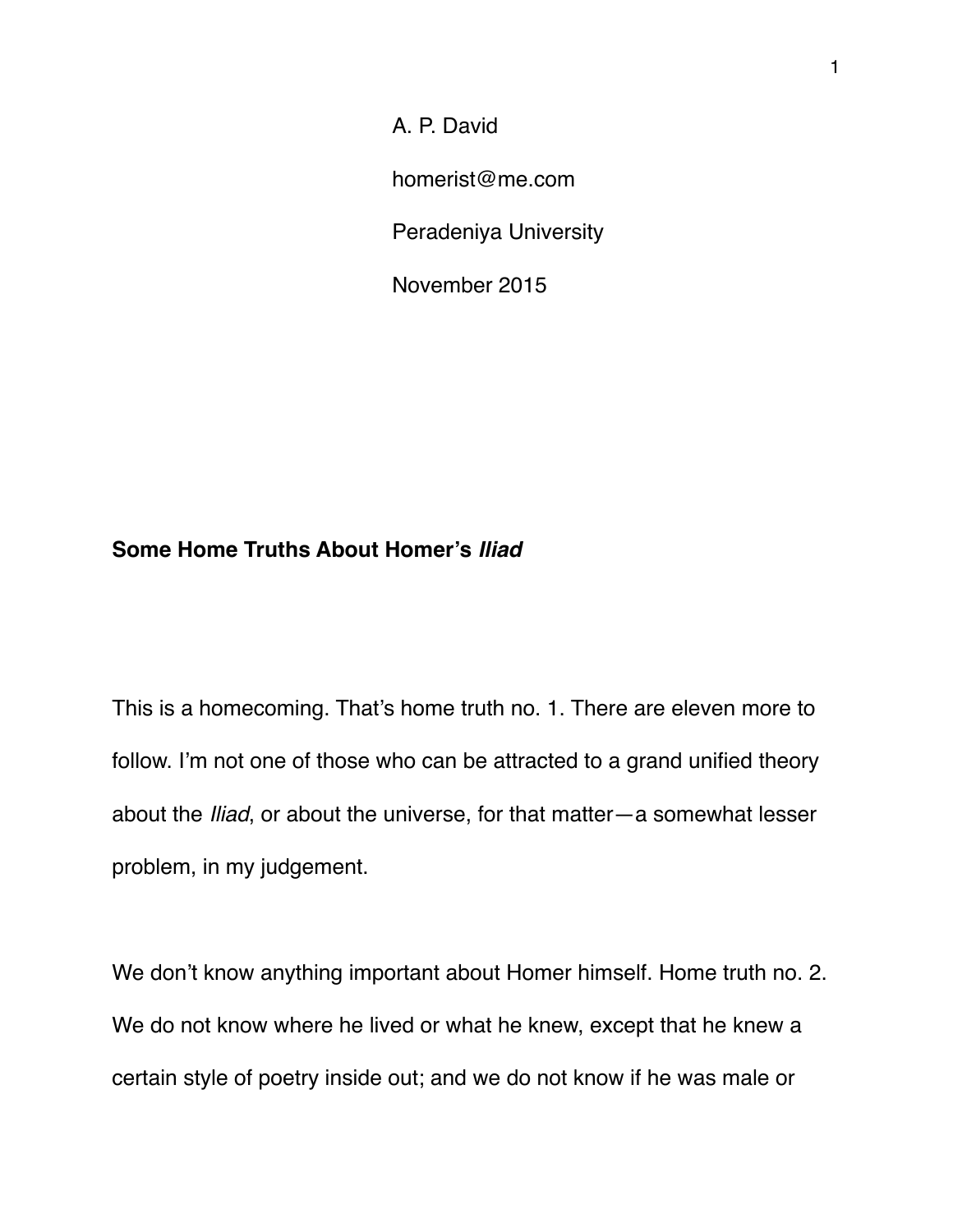A. P. David

homerist@me.com

Peradeniya University

November 2015

# Some Home Truths About Homer's *Iliad*

This is a homecoming. That's home truth no. 1. There are eleven more to follow. I'm not one of those who can be attracted to a grand unified theory about the *Iliad*, or about the universe, for that matter—a somewhat lesser problem, in my judgement.

We don't know anything important about Homer himself. Home truth no. 2. We do not know where he lived or what he knew, except that he knew a certain style of poetry inside out; and we do not know if he was male or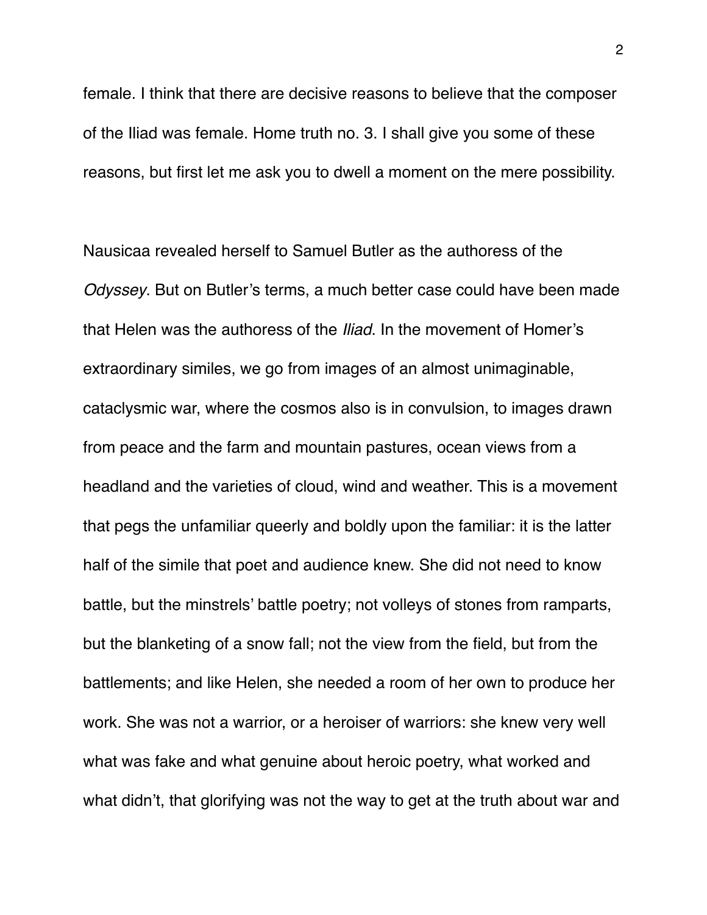female. I think that there are decisive reasons to believe that the composer of the Iliad was female. Home truth no. 3. I shall give you some of these reasons, but first let me ask you to dwell a moment on the mere possibility.

Nausicaa revealed herself to Samuel Butler as the authoress of the *Odyssey*. But on Butler's terms, a much better case could have been made that Helen was the authoress of the *Iliad*. In the movement of Homer's extraordinary similes, we go from images of an almost unimaginable, cataclysmic war, where the cosmos also is in convulsion, to images drawn from peace and the farm and mountain pastures, ocean views from a headland and the varieties of cloud, wind and weather. This is a movement that pegs the unfamiliar queerly and boldly upon the familiar: it is the latter half of the simile that poet and audience knew. She did not need to know battle, but the minstrels' battle poetry; not volleys of stones from ramparts, but the blanketing of a snow fall; not the view from the field, but from the battlements; and like Helen, she needed a room of her own to produce her work. She was not a warrior, or a heroiser of warriors: she knew very well what was fake and what genuine about heroic poetry, what worked and what didn't, that glorifying was not the way to get at the truth about war and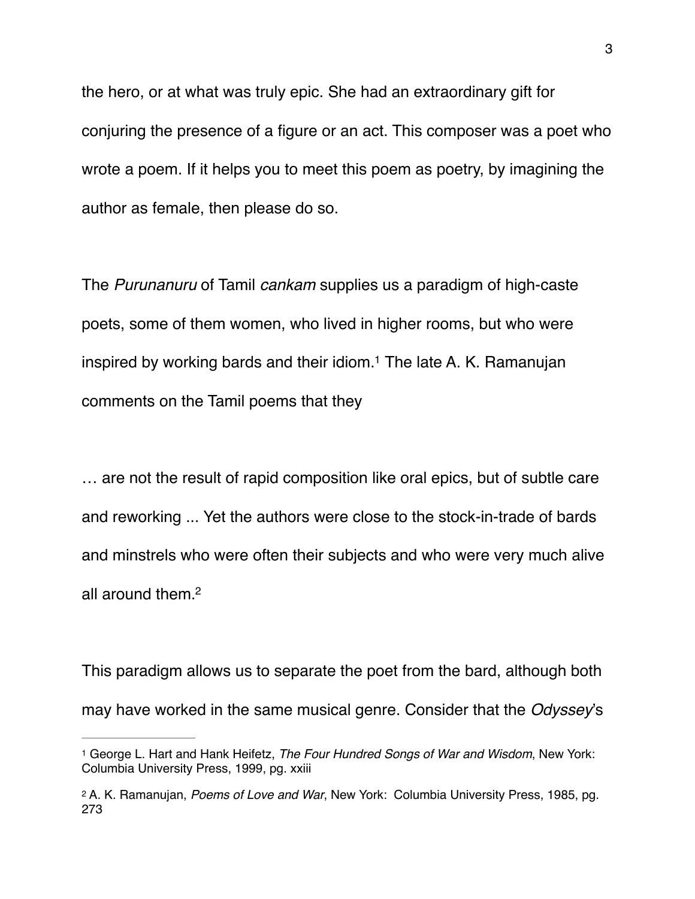the hero, or at what was truly epic. She had an extraordinary gift for conjuring the presence of a figure or an act. This composer was a poet who wrote a poem. If it helps you to meet this poem as poetry, by imagining the author as female, then please do so.

The *Purunanuru* of Tamil *cankam* supplies us a paradigm of high-caste poets, some of them women, who lived in higher rooms, but who were inspired by working bards and their idiom.[1] The late A. K. Ramanujan comments on the Tamil poems that they

> … are not the result of rapid composition like oral epics, but of subtle care and reworking ... Yet the authors were close to the stock-in-trade of bards and minstrels who were often their subjects and who were very much alive all around them.[2]

This paradigm allows us to separate the poet from the bard, although both may have worked in the same musical genre. Consider that the *Odyssey*'s

---

[1] George L. Hart and Hank Heifetz, *The Four Hundred Songs of War and Wisdom*, New York: Columbia University Press, 1999, pg. xxiii

[2] A. K. Ramanujan, *Poems of Love and War*, New York: Columbia University Press, 1985, pg. 273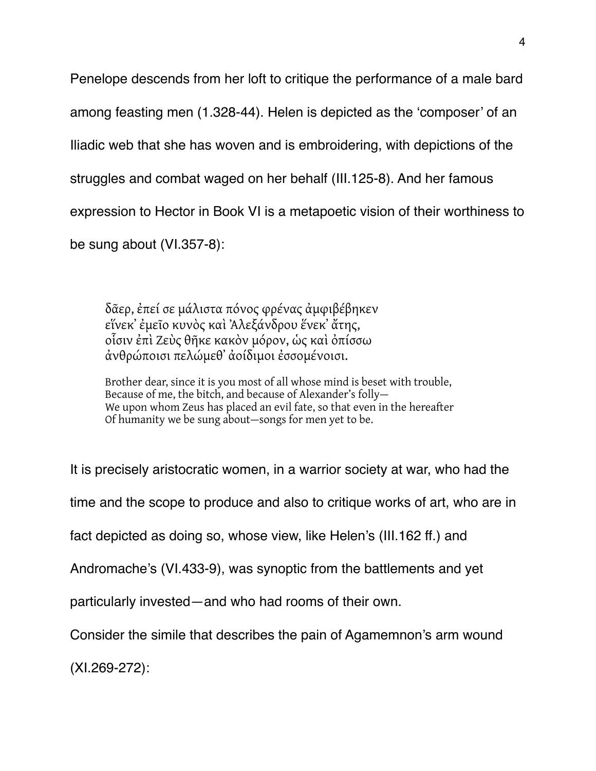Penelope descends from her loft to critique the performance of a male bard among feasting men (1.328-44). Helen is depicted as the 'composer' of an Iliadic web that she has woven and is embroidering, with depictions of the struggles and combat waged on her behalf (III.125-8). And her famous expression to Hector in Book VI is a metapoetic vision of their worthiness to be sung about (VI.357-8):

> δᾶερ, ἐπεί σε μάλιστα πόνος φρένας ἀμφιβέβηκεν  
> εἵνεκ' ἐμεῖο κυνὸς καὶ Ἀλεξάνδρου ἕνεκ' ἄτης,  
> οἷσιν ἐπὶ Ζεὺς θῆκε κακὸν μόρον, ὡς καὶ ὀπίσσω  
> ἀνθρώποισι πελώμεθ' ἀοίδιμοι ἐσσομένοισι.
>
> Brother dear, since it is you most of all whose mind is beset with trouble,  
> Because of me, the bitch, and because of Alexander's folly—  
> We upon whom Zeus has placed an evil fate, so that even in the hereafter  
> Of humanity we be sung about—songs for men yet to be.

It is precisely aristocratic women, in a warrior society at war, who had the time and the scope to produce and also to critique works of art, who are in fact depicted as doing so, whose view, like Helen's (III.162 ff.) and Andromache's (VI.433-9), was synoptic from the battlements and yet particularly invested—and who had rooms of their own.

Consider the simile that describes the pain of Agamemnon's arm wound (XI.269-272):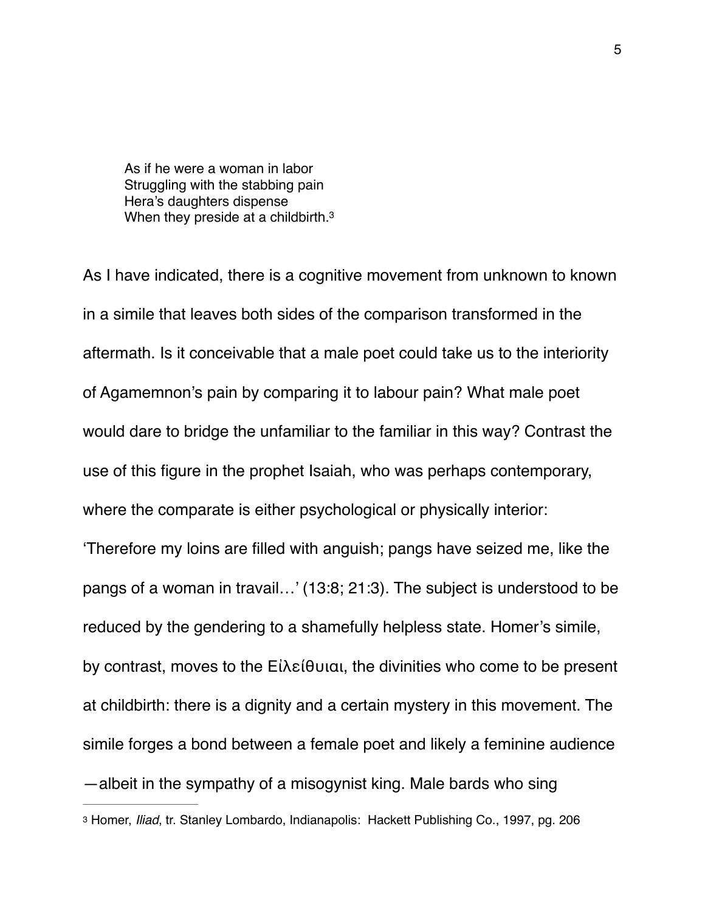> As if he were a woman in labor
> Struggling with the stabbing pain
> Hera's daughters dispense
> When they preside at a childbirth.[3]

As I have indicated, there is a cognitive movement from unknown to known in a simile that leaves both sides of the comparison transformed in the aftermath. Is it conceivable that a male poet could take us to the interiority of Agamemnon's pain by comparing it to labour pain? What male poet would dare to bridge the unfamiliar to the familiar in this way? Contrast the use of this figure in the prophet Isaiah, who was perhaps contemporary, where the comparate is either psychological or physically interior: 'Therefore my loins are filled with anguish; pangs have seized me, like the pangs of a woman in travail…' (13:8; 21:3). The subject is understood to be reduced by the gendering to a shamefully helpless state. Homer's simile, by contrast, moves to the Εἰλείθυιαι, the divinities who come to be present at childbirth: there is a dignity and a certain mystery in this movement. The simile forges a bond between a female poet and likely a feminine audience —albeit in the sympathy of a misogynist king. Male bards who sing

[3] Homer, *Iliad*, tr. Stanley Lombardo, Indianapolis: Hackett Publishing Co., 1997, pg. 206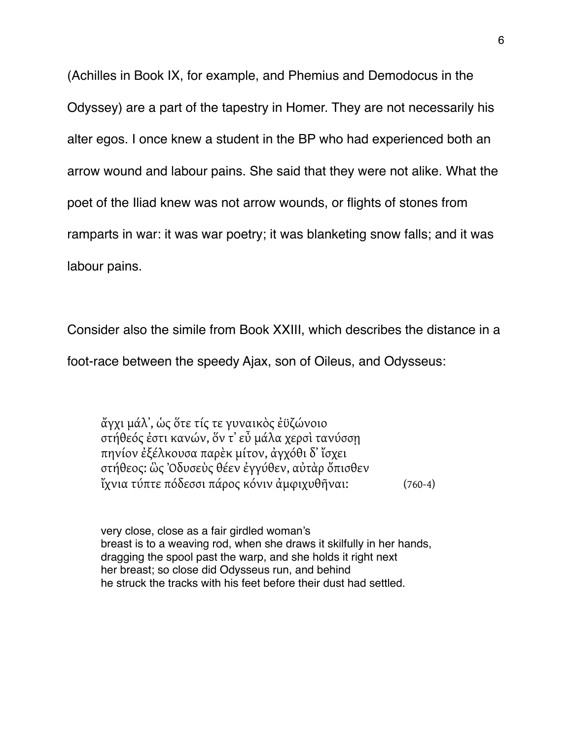(Achilles in Book IX, for example, and Phemius and Demodocus in the Odyssey) are a part of the tapestry in Homer. They are not necessarily his alter egos. I once knew a student in the BP who had experienced both an arrow wound and labour pains. She said that they were not alike. What the poet of the Iliad knew was not arrow wounds, or flights of stones from ramparts in war: it was war poetry; it was blanketing snow falls; and it was labour pains.

Consider also the simile from Book XXIII, which describes the distance in a foot-race between the speedy Ajax, son of Oileus, and Odysseus:

> ἄγχι μάλ᾽, ὡς ὅτε τίς τε γυναικὸς ἐϋζώνοιο
> στήθεός ἐστι κανών, ὅν τ᾽ εὖ μάλα χερσὶ τανύσσῃ
> πηνίον ἐξέλκουσα παρὲκ μίτον, ἀγχόθι δ᾽ ἴσχει
> στήθεος: ὣς Ὀδυσεὺς θέεν ἐγγύθεν, αὐτὰρ ὄπισθεν
> ἴχνια τύπτε πόδεσσι πάρος κόνιν ἀμφιχυθῆναι: (760-4)

> very close, close as a fair girdled woman's
> breast is to a weaving rod, when she draws it skilfully in her hands,
> dragging the spool past the warp, and she holds it right next
> her breast; so close did Odysseus run, and behind
> he struck the tracks with his feet before their dust had settled.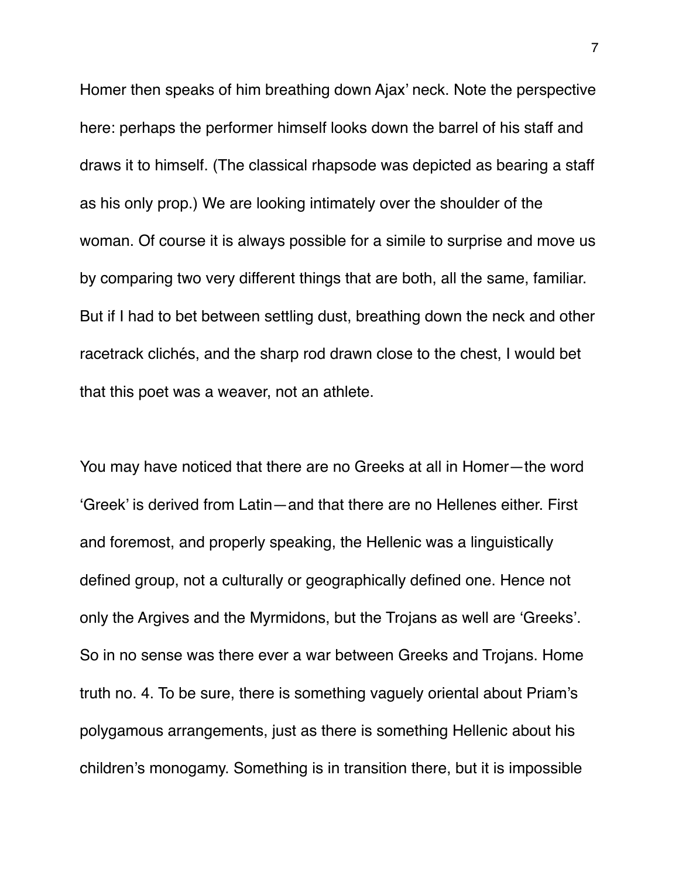Homer then speaks of him breathing down Ajax' neck. Note the perspective here: perhaps the performer himself looks down the barrel of his staff and draws it to himself. (The classical rhapsode was depicted as bearing a staff as his only prop.) We are looking intimately over the shoulder of the woman. Of course it is always possible for a simile to surprise and move us by comparing two very different things that are both, all the same, familiar. But if I had to bet between settling dust, breathing down the neck and other racetrack clichés, and the sharp rod drawn close to the chest, I would bet that this poet was a weaver, not an athlete.

You may have noticed that there are no Greeks at all in Homer—the word 'Greek' is derived from Latin—and that there are no Hellenes either. First and foremost, and properly speaking, the Hellenic was a linguistically defined group, not a culturally or geographically defined one. Hence not only the Argives and the Myrmidons, but the Trojans as well are 'Greeks'. So in no sense was there ever a war between Greeks and Trojans. Home truth no. 4. To be sure, there is something vaguely oriental about Priam's polygamous arrangements, just as there is something Hellenic about his children's monogamy. Something is in transition there, but it is impossible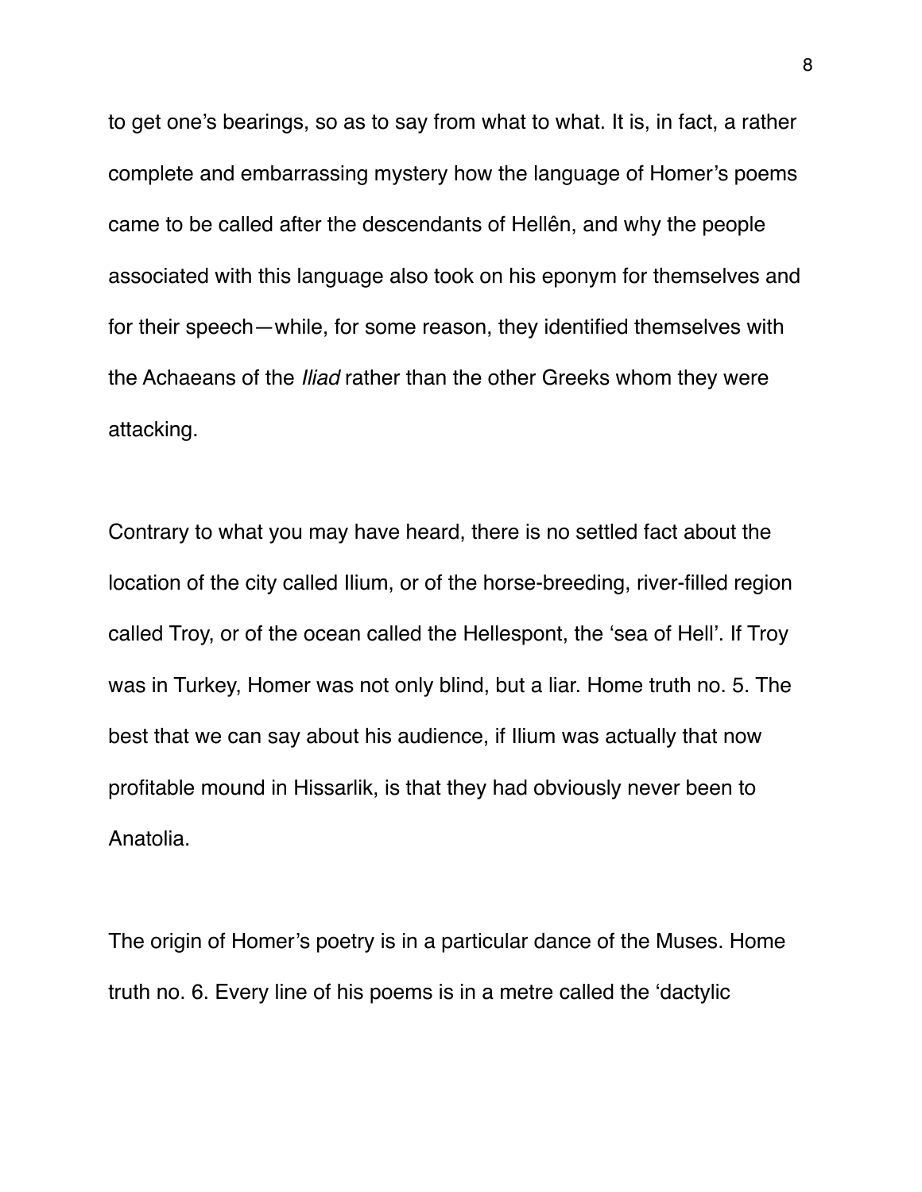to get one's bearings, so as to say from what to what. It is, in fact, a rather complete and embarrassing mystery how the language of Homer's poems came to be called after the descendants of Hellên, and why the people associated with this language also took on his eponym for themselves and for their speech—while, for some reason, they identified themselves with the Achaeans of the *Iliad* rather than the other Greeks whom they were attacking.

Contrary to what you may have heard, there is no settled fact about the location of the city called Ilium, or of the horse-breeding, river-filled region called Troy, or of the ocean called the Hellespont, the 'sea of Hell'. If Troy was in Turkey, Homer was not only blind, but a liar. Home truth no. 5. The best that we can say about his audience, if Ilium was actually that now profitable mound in Hissarlik, is that they had obviously never been to Anatolia.

The origin of Homer's poetry is in a particular dance of the Muses. Home truth no. 6. Every line of his poems is in a metre called the 'dactylic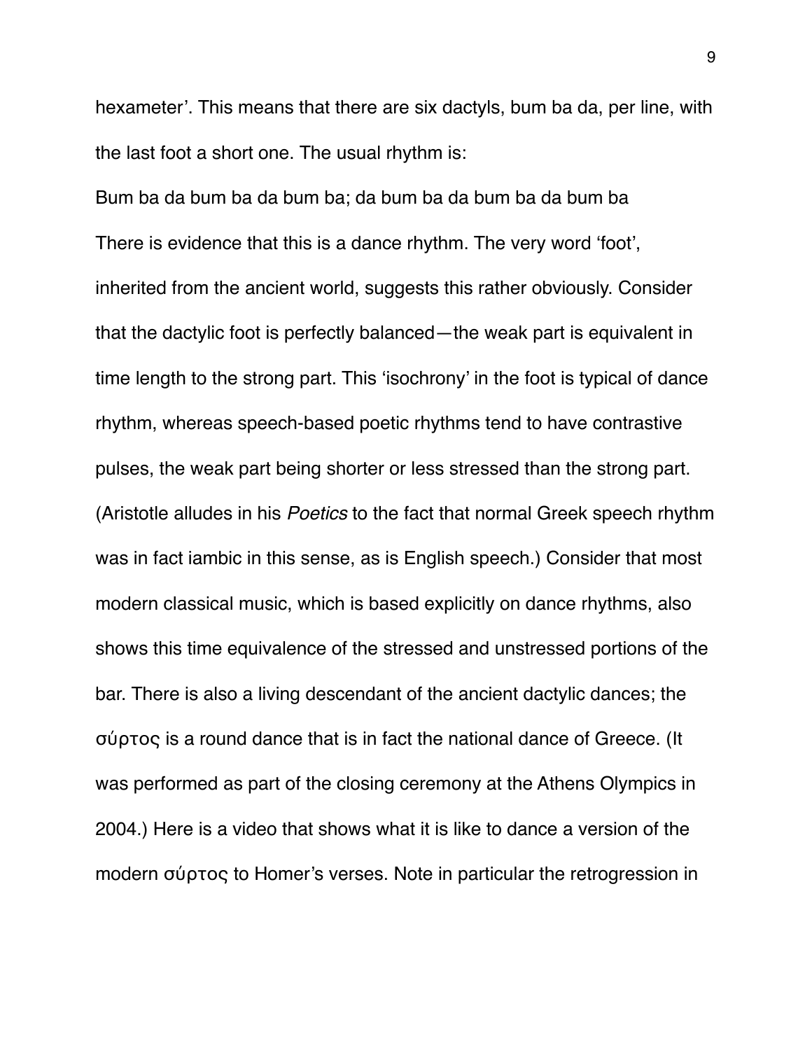hexameter'. This means that there are six dactyls, bum ba da, per line, with the last foot a short one. The usual rhythm is:

Bum ba da bum ba da bum ba; da bum ba da bum ba da bum ba

There is evidence that this is a dance rhythm. The very word 'foot', inherited from the ancient world, suggests this rather obviously. Consider that the dactylic foot is perfectly balanced—the weak part is equivalent in time length to the strong part. This 'isochrony' in the foot is typical of dance rhythm, whereas speech-based poetic rhythms tend to have contrastive pulses, the weak part being shorter or less stressed than the strong part. (Aristotle alludes in his *Poetics* to the fact that normal Greek speech rhythm was in fact iambic in this sense, as is English speech.) Consider that most modern classical music, which is based explicitly on dance rhythms, also shows this time equivalence of the stressed and unstressed portions of the bar. There is also a living descendant of the ancient dactylic dances; the σύρτος is a round dance that is in fact the national dance of Greece. (It was performed as part of the closing ceremony at the Athens Olympics in 2004.) Here is a video that shows what it is like to dance a version of the modern σύρτος to Homer's verses. Note in particular the retrogression in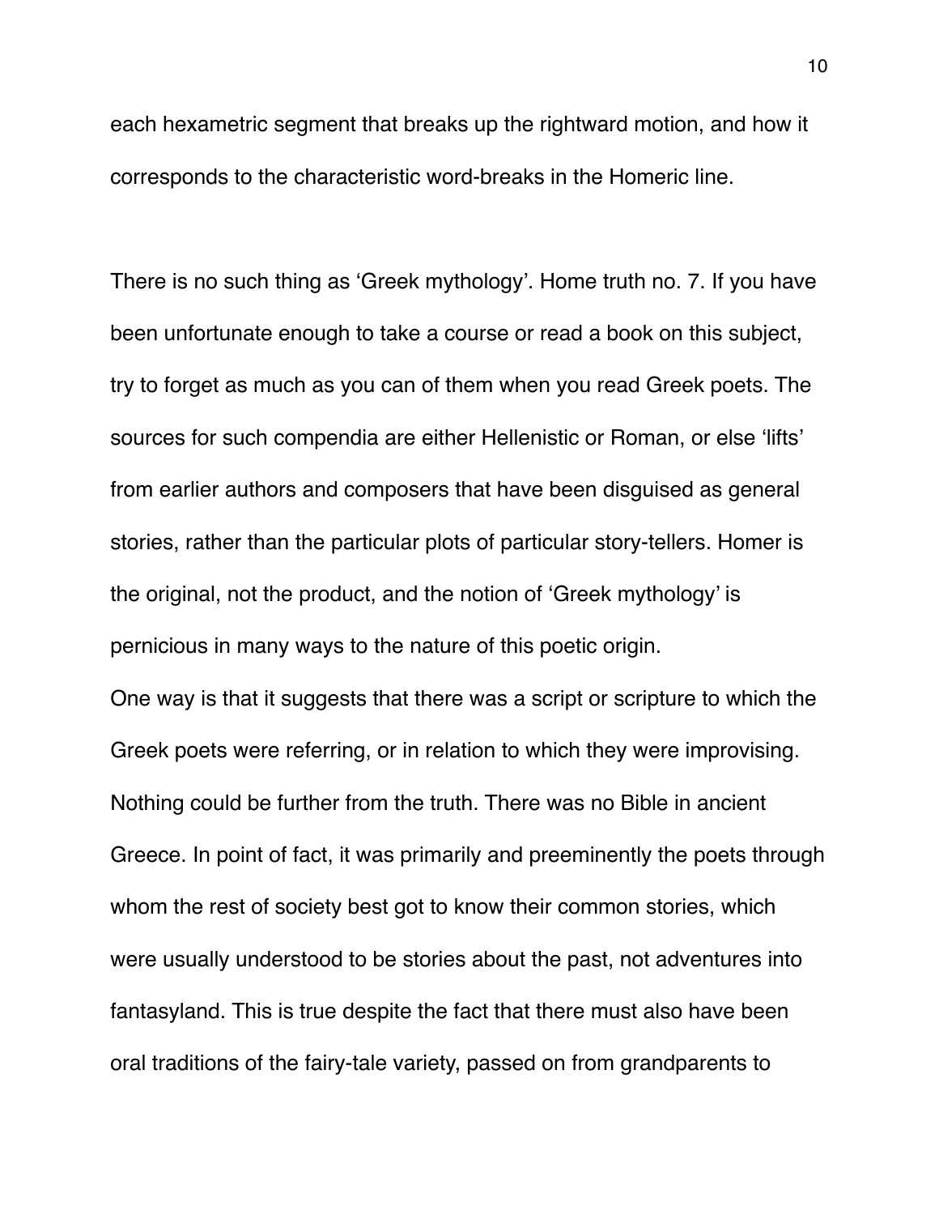each hexametric segment that breaks up the rightward motion, and how it corresponds to the characteristic word-breaks in the Homeric line.

There is no such thing as 'Greek mythology'. Home truth no. 7. If you have been unfortunate enough to take a course or read a book on this subject, try to forget as much as you can of them when you read Greek poets. The sources for such compendia are either Hellenistic or Roman, or else 'lifts' from earlier authors and composers that have been disguised as general stories, rather than the particular plots of particular story-tellers. Homer is the original, not the product, and the notion of 'Greek mythology' is pernicious in many ways to the nature of this poetic origin.

One way is that it suggests that there was a script or scripture to which the Greek poets were referring, or in relation to which they were improvising. Nothing could be further from the truth. There was no Bible in ancient Greece. In point of fact, it was primarily and preeminently the poets through whom the rest of society best got to know their common stories, which were usually understood to be stories about the past, not adventures into fantasyland. This is true despite the fact that there must also have been oral traditions of the fairy-tale variety, passed on from grandparents to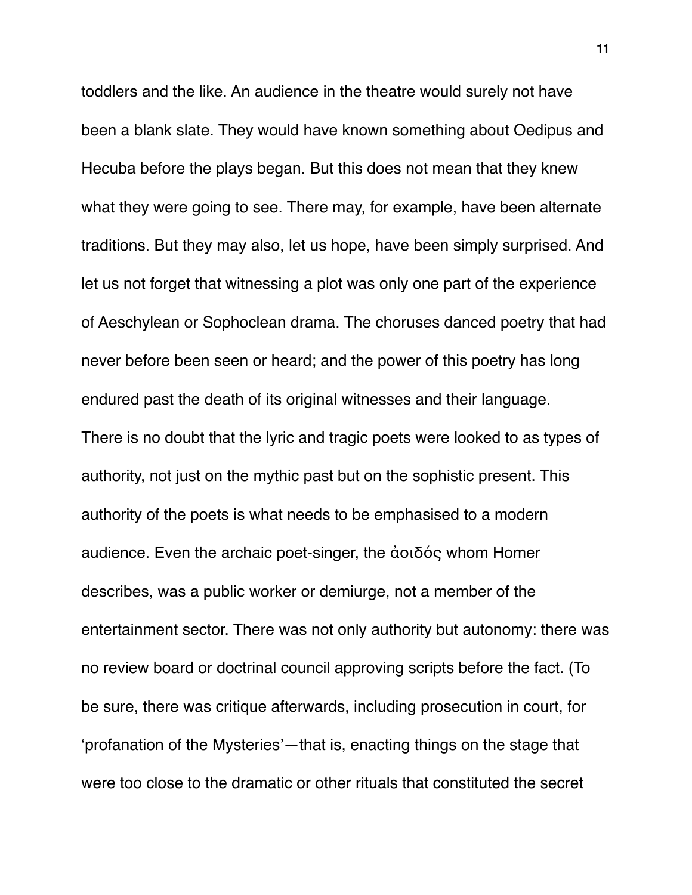toddlers and the like. An audience in the theatre would surely not have been a blank slate. They would have known something about Oedipus and Hecuba before the plays began. But this does not mean that they knew what they were going to see. There may, for example, have been alternate traditions. But they may also, let us hope, have been simply surprised. And let us not forget that witnessing a plot was only one part of the experience of Aeschylean or Sophoclean drama. The choruses danced poetry that had never before been seen or heard; and the power of this poetry has long endured past the death of its original witnesses and their language.

There is no doubt that the lyric and tragic poets were looked to as types of authority, not just on the mythic past but on the sophistic present. This authority of the poets is what needs to be emphasised to a modern audience. Even the archaic poet-singer, the ἀοιδός whom Homer describes, was a public worker or demiurge, not a member of the entertainment sector. There was not only authority but autonomy: there was no review board or doctrinal council approving scripts before the fact. (To be sure, there was critique afterwards, including prosecution in court, for 'profanation of the Mysteries'—that is, enacting things on the stage that were too close to the dramatic or other rituals that constituted the secret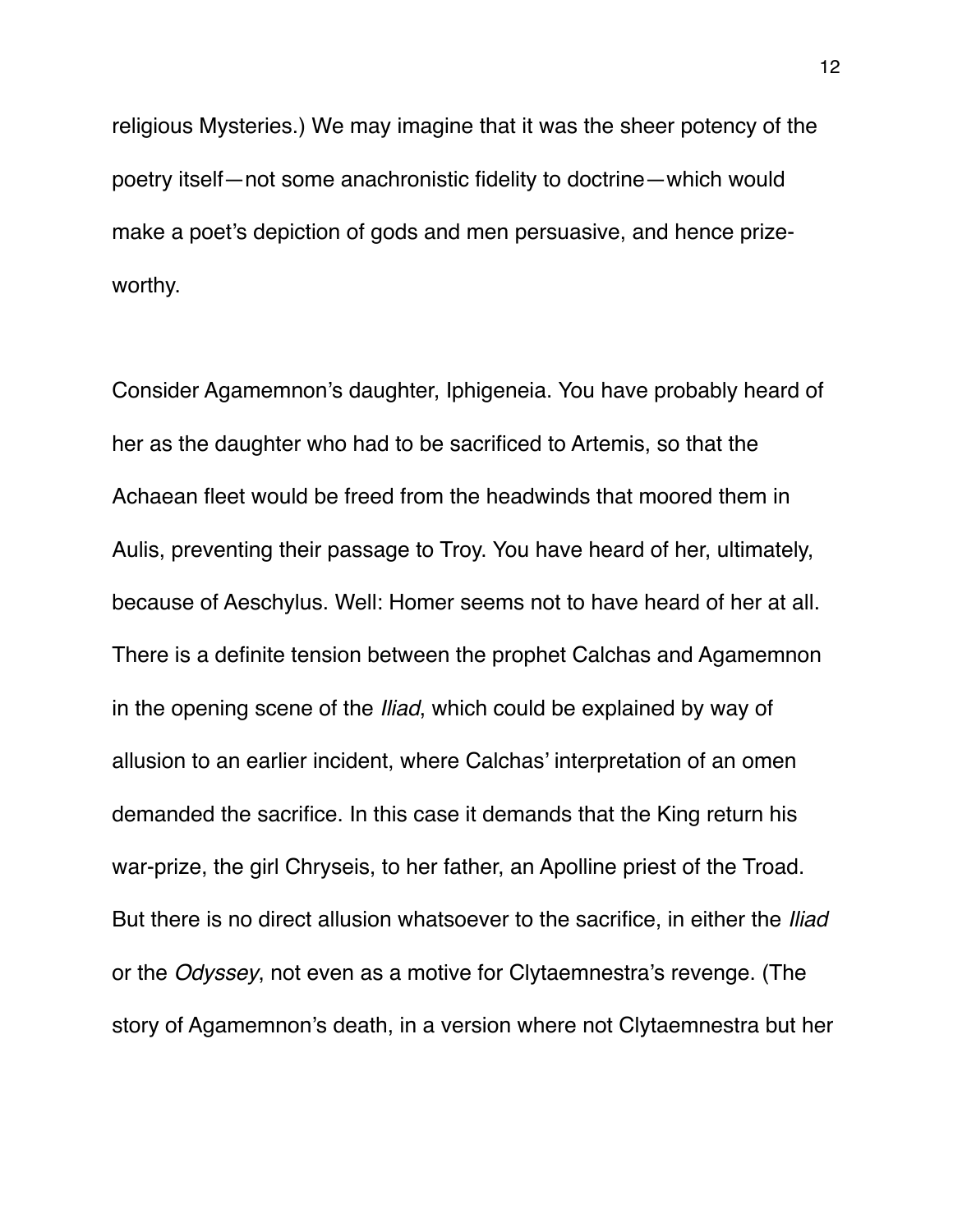religious Mysteries.) We may imagine that it was the sheer potency of the poetry itself—not some anachronistic fidelity to doctrine—which would make a poet's depiction of gods and men persuasive, and hence prize-worthy.

Consider Agamemnon's daughter, Iphigeneia. You have probably heard of her as the daughter who had to be sacrificed to Artemis, so that the Achaean fleet would be freed from the headwinds that moored them in Aulis, preventing their passage to Troy. You have heard of her, ultimately, because of Aeschylus. Well: Homer seems not to have heard of her at all. There is a definite tension between the prophet Calchas and Agamemnon in the opening scene of the *Iliad*, which could be explained by way of allusion to an earlier incident, where Calchas' interpretation of an omen demanded the sacrifice. In this case it demands that the King return his war-prize, the girl Chryseis, to her father, an Apolline priest of the Troad. But there is no direct allusion whatsoever to the sacrifice, in either the *Iliad* or the *Odyssey*, not even as a motive for Clytaemnestra's revenge. (The story of Agamemnon's death, in a version where not Clytaemnestra but her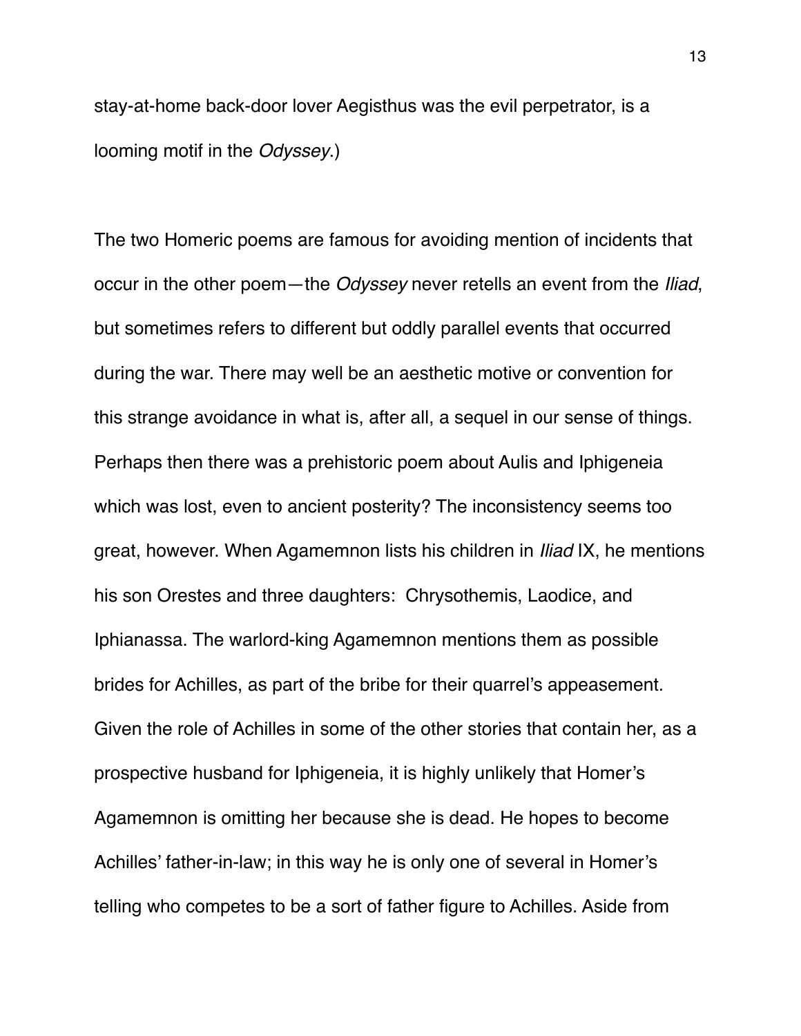stay-at-home back-door lover Aegisthus was the evil perpetrator, is a looming motif in the *Odyssey*.)

The two Homeric poems are famous for avoiding mention of incidents that occur in the other poem—the *Odyssey* never retells an event from the *Iliad*, but sometimes refers to different but oddly parallel events that occurred during the war. There may well be an aesthetic motive or convention for this strange avoidance in what is, after all, a sequel in our sense of things. Perhaps then there was a prehistoric poem about Aulis and Iphigeneia which was lost, even to ancient posterity? The inconsistency seems too great, however. When Agamemnon lists his children in *Iliad* IX, he mentions his son Orestes and three daughters:  Chrysothemis, Laodice, and Iphianassa. The warlord-king Agamemnon mentions them as possible brides for Achilles, as part of the bribe for their quarrel's appeasement. Given the role of Achilles in some of the other stories that contain her, as a prospective husband for Iphigeneia, it is highly unlikely that Homer's Agamemnon is omitting her because she is dead. He hopes to become Achilles' father-in-law; in this way he is only one of several in Homer's telling who competes to be a sort of father figure to Achilles. Aside from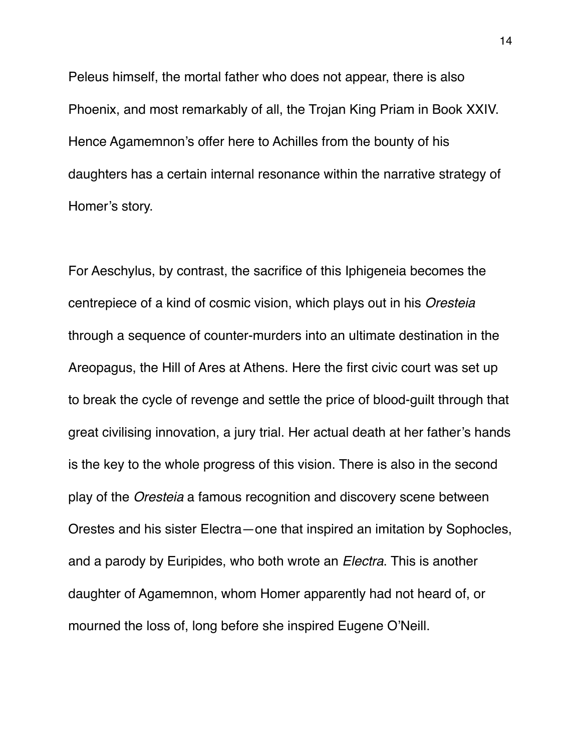Peleus himself, the mortal father who does not appear, there is also Phoenix, and most remarkably of all, the Trojan King Priam in Book XXIV. Hence Agamemnon's offer here to Achilles from the bounty of his daughters has a certain internal resonance within the narrative strategy of Homer's story.

For Aeschylus, by contrast, the sacrifice of this Iphigeneia becomes the centrepiece of a kind of cosmic vision, which plays out in his *Oresteia* through a sequence of counter-murders into an ultimate destination in the Areopagus, the Hill of Ares at Athens. Here the first civic court was set up to break the cycle of revenge and settle the price of blood-guilt through that great civilising innovation, a jury trial. Her actual death at her father's hands is the key to the whole progress of this vision. There is also in the second play of the *Oresteia* a famous recognition and discovery scene between Orestes and his sister Electra—one that inspired an imitation by Sophocles, and a parody by Euripides, who both wrote an *Electra*. This is another daughter of Agamemnon, whom Homer apparently had not heard of, or mourned the loss of, long before she inspired Eugene O'Neill.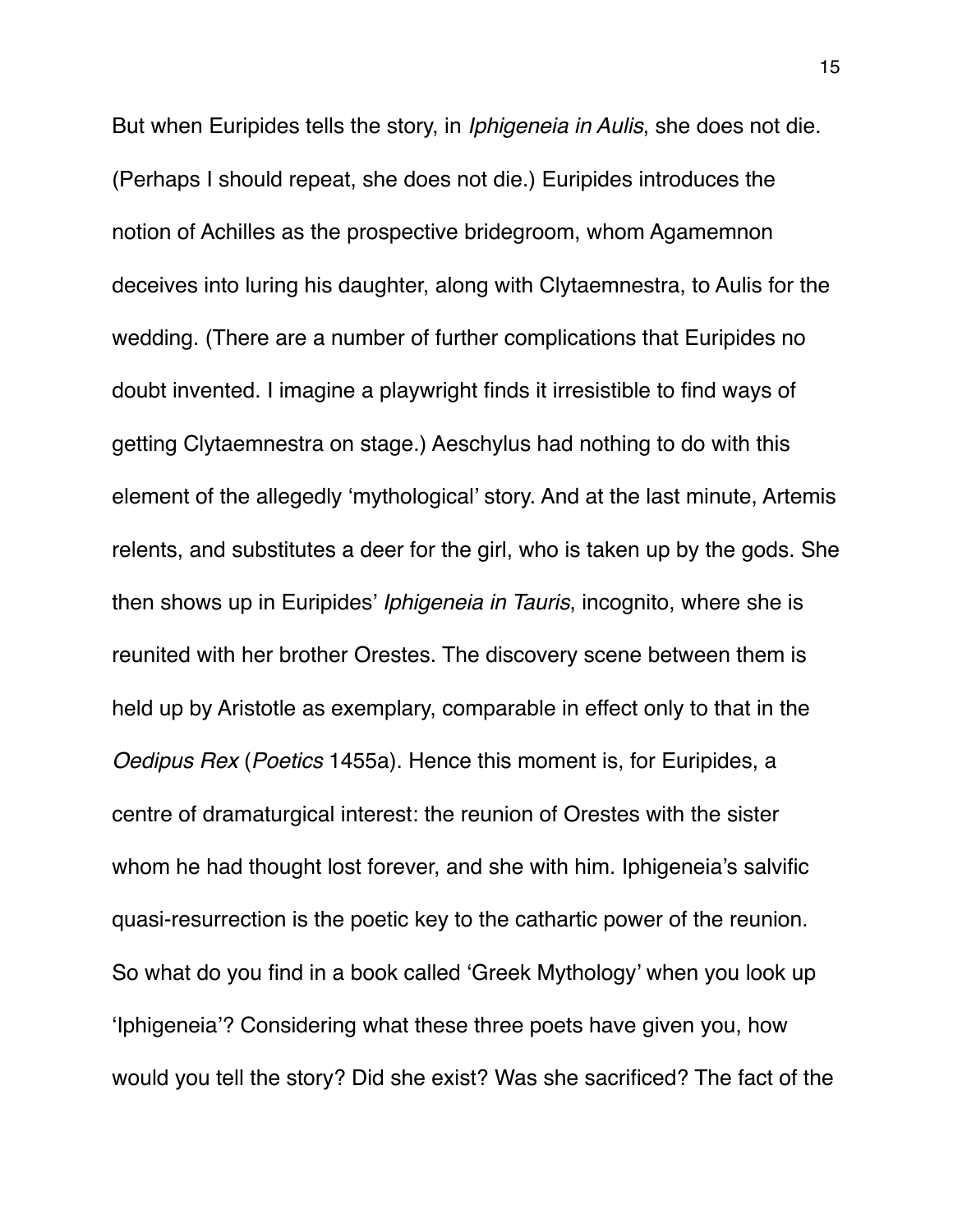But when Euripides tells the story, in *Iphigeneia in Aulis*, she does not die. (Perhaps I should repeat, she does not die.) Euripides introduces the notion of Achilles as the prospective bridegroom, whom Agamemnon deceives into luring his daughter, along with Clytaemnestra, to Aulis for the wedding. (There are a number of further complications that Euripides no doubt invented. I imagine a playwright finds it irresistible to find ways of getting Clytaemnestra on stage.) Aeschylus had nothing to do with this element of the allegedly 'mythological' story. And at the last minute, Artemis relents, and substitutes a deer for the girl, who is taken up by the gods. She then shows up in Euripides' *Iphigeneia in Tauris*, incognito, where she is reunited with her brother Orestes. The discovery scene between them is held up by Aristotle as exemplary, comparable in effect only to that in the *Oedipus Rex* (*Poetics* 1455a). Hence this moment is, for Euripides, a centre of dramaturgical interest: the reunion of Orestes with the sister whom he had thought lost forever, and she with him. Iphigeneia's salvific quasi-resurrection is the poetic key to the cathartic power of the reunion. So what do you find in a book called 'Greek Mythology' when you look up 'Iphigeneia'? Considering what these three poets have given you, how would you tell the story? Did she exist? Was she sacrificed? The fact of the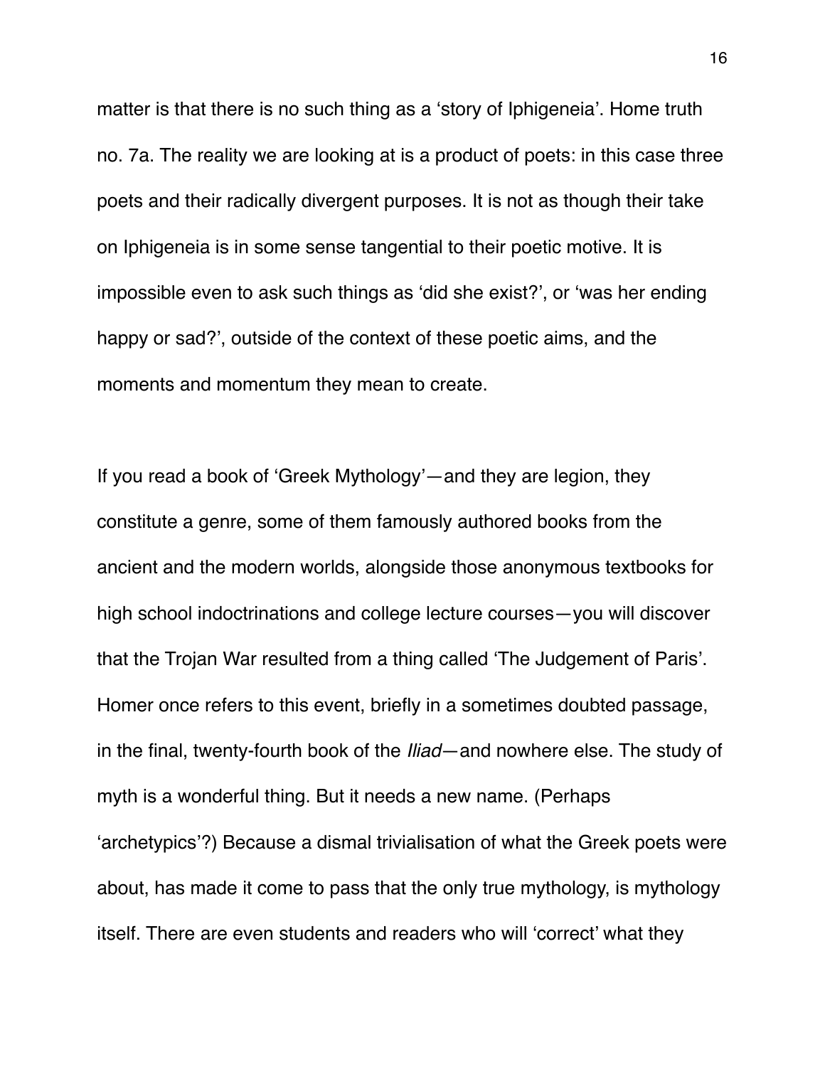matter is that there is no such thing as a 'story of Iphigeneia'. Home truth no. 7a. The reality we are looking at is a product of poets: in this case three poets and their radically divergent purposes. It is not as though their take on Iphigeneia is in some sense tangential to their poetic motive. It is impossible even to ask such things as 'did she exist?', or 'was her ending happy or sad?', outside of the context of these poetic aims, and the moments and momentum they mean to create.

If you read a book of 'Greek Mythology'—and they are legion, they constitute a genre, some of them famously authored books from the ancient and the modern worlds, alongside those anonymous textbooks for high school indoctrinations and college lecture courses—you will discover that the Trojan War resulted from a thing called 'The Judgement of Paris'. Homer once refers to this event, briefly in a sometimes doubted passage, in the final, twenty-fourth book of the *Iliad*—and nowhere else. The study of myth is a wonderful thing. But it needs a new name. (Perhaps 'archetypics'?) Because a dismal trivialisation of what the Greek poets were about, has made it come to pass that the only true mythology, is mythology itself. There are even students and readers who will 'correct' what they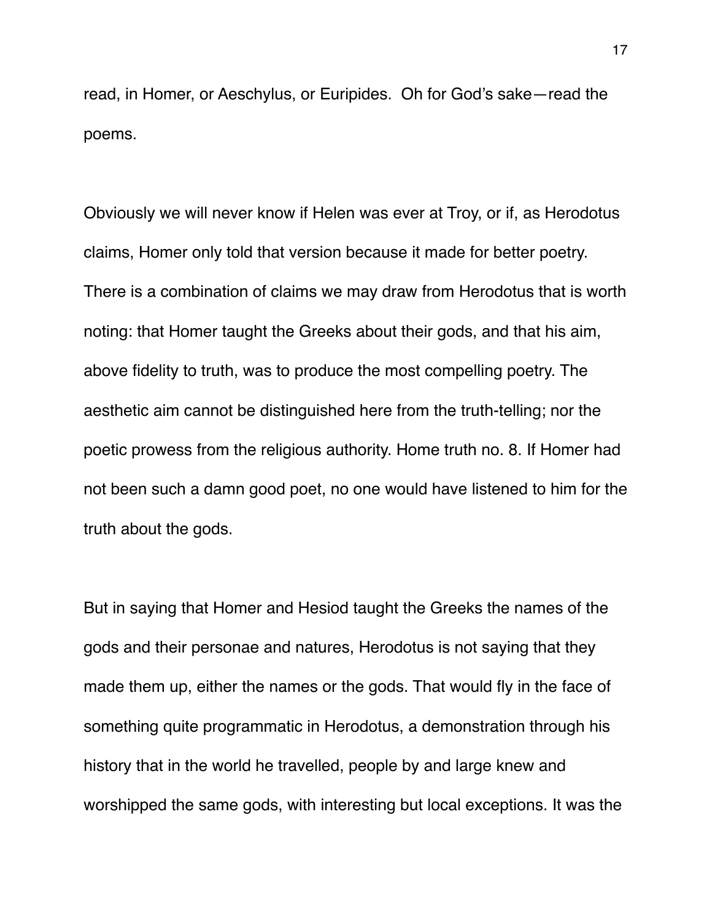read, in Homer, or Aeschylus, or Euripides. Oh for God's sake—read the poems.

Obviously we will never know if Helen was ever at Troy, or if, as Herodotus claims, Homer only told that version because it made for better poetry. There is a combination of claims we may draw from Herodotus that is worth noting: that Homer taught the Greeks about their gods, and that his aim, above fidelity to truth, was to produce the most compelling poetry. The aesthetic aim cannot be distinguished here from the truth-telling; nor the poetic prowess from the religious authority. Home truth no. 8. If Homer had not been such a damn good poet, no one would have listened to him for the truth about the gods.

But in saying that Homer and Hesiod taught the Greeks the names of the gods and their personae and natures, Herodotus is not saying that they made them up, either the names or the gods. That would fly in the face of something quite programmatic in Herodotus, a demonstration through his history that in the world he travelled, people by and large knew and worshipped the same gods, with interesting but local exceptions. It was the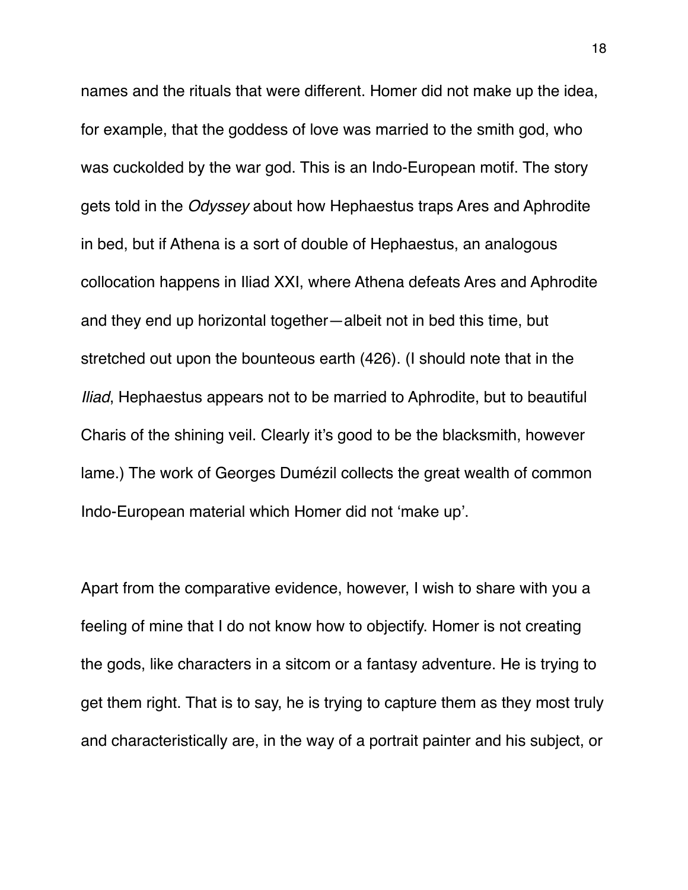names and the rituals that were different. Homer did not make up the idea, for example, that the goddess of love was married to the smith god, who was cuckolded by the war god. This is an Indo-European motif. The story gets told in the *Odyssey* about how Hephaestus traps Ares and Aphrodite in bed, but if Athena is a sort of double of Hephaestus, an analogous collocation happens in Iliad XXI, where Athena defeats Ares and Aphrodite and they end up horizontal together—albeit not in bed this time, but stretched out upon the bounteous earth (426). (I should note that in the *Iliad*, Hephaestus appears not to be married to Aphrodite, but to beautiful Charis of the shining veil. Clearly it's good to be the blacksmith, however lame.) The work of Georges Dumézil collects the great wealth of common Indo-European material which Homer did not 'make up'.

Apart from the comparative evidence, however, I wish to share with you a feeling of mine that I do not know how to objectify. Homer is not creating the gods, like characters in a sitcom or a fantasy adventure. He is trying to get them right. That is to say, he is trying to capture them as they most truly and characteristically are, in the way of a portrait painter and his subject, or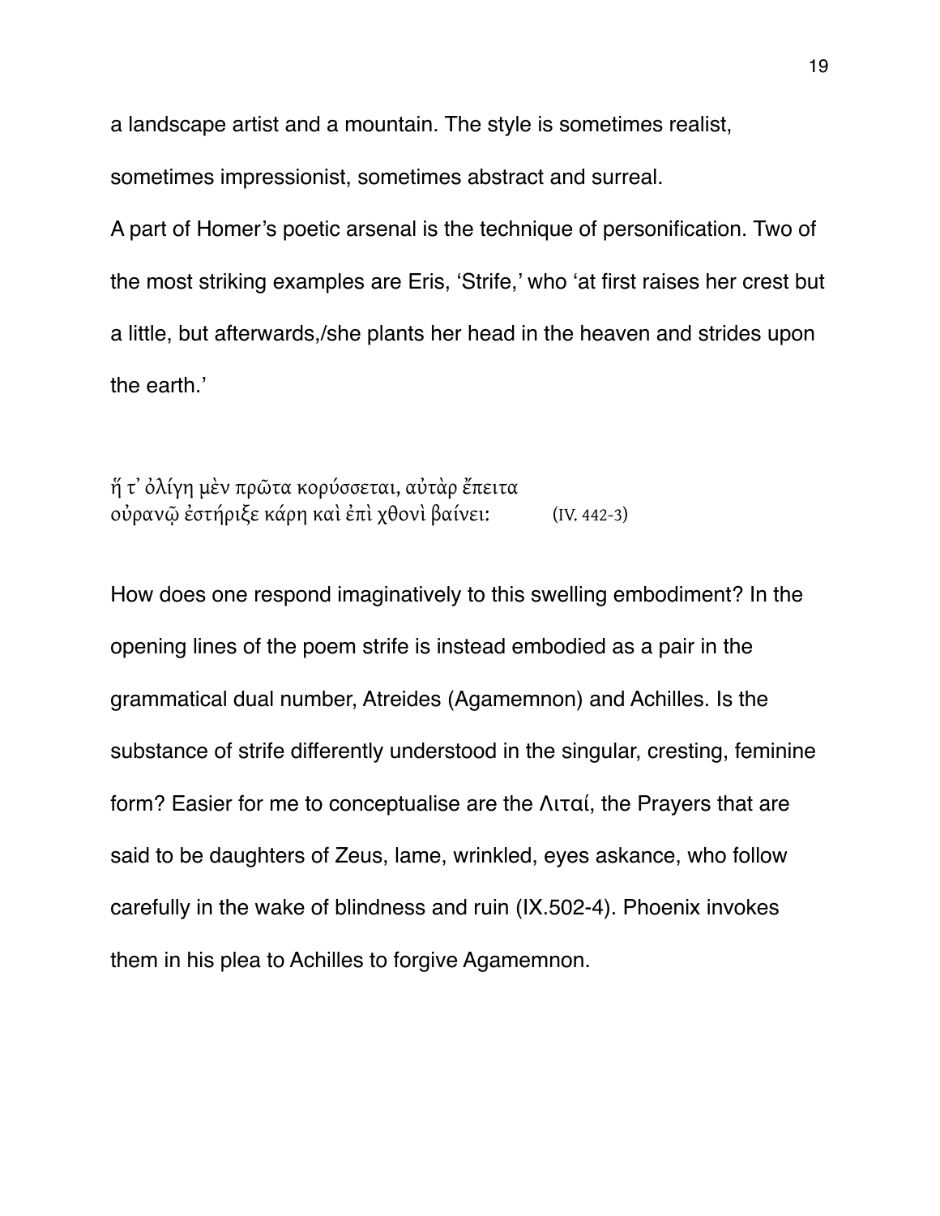a landscape artist and a mountain. The style is sometimes realist, sometimes impressionist, sometimes abstract and surreal.

A part of Homer's poetic arsenal is the technique of personification. Two of the most striking examples are Eris, 'Strife,' who 'at first raises her crest but a little, but afterwards,/she plants her head in the heaven and strides upon the earth.'

ἥ τ᾽ ὀλίγη μὲν πρῶτα κορύσσεται, αὐτὰρ ἔπειτα
οὐρανῷ ἐστήριξε κάρη καὶ ἐπὶ χθονὶ βαίνει: (IV. 442-3)

How does one respond imaginatively to this swelling embodiment? In the opening lines of the poem strife is instead embodied as a pair in the grammatical dual number, Atreides (Agamemnon) and Achilles. Is the substance of strife differently understood in the singular, cresting, feminine form? Easier for me to conceptualise are the Λιταί, the Prayers that are said to be daughters of Zeus, lame, wrinkled, eyes askance, who follow carefully in the wake of blindness and ruin (IX.502-4). Phoenix invokes them in his plea to Achilles to forgive Agamemnon.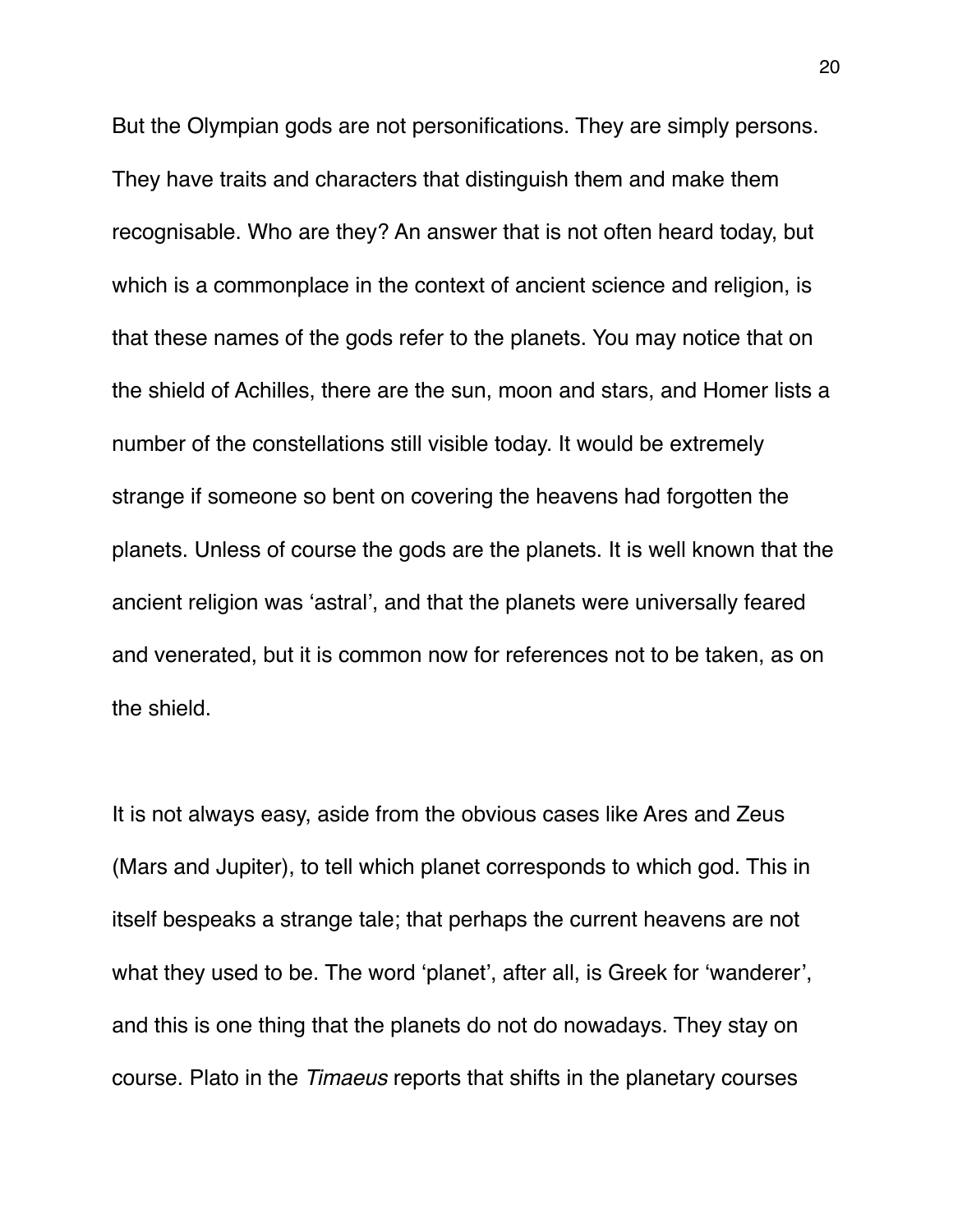But the Olympian gods are not personifications. They are simply persons. They have traits and characters that distinguish them and make them recognisable. Who are they? An answer that is not often heard today, but which is a commonplace in the context of ancient science and religion, is that these names of the gods refer to the planets. You may notice that on the shield of Achilles, there are the sun, moon and stars, and Homer lists a number of the constellations still visible today. It would be extremely strange if someone so bent on covering the heavens had forgotten the planets. Unless of course the gods are the planets. It is well known that the ancient religion was 'astral', and that the planets were universally feared and venerated, but it is common now for references not to be taken, as on the shield.

It is not always easy, aside from the obvious cases like Ares and Zeus (Mars and Jupiter), to tell which planet corresponds to which god. This in itself bespeaks a strange tale; that perhaps the current heavens are not what they used to be. The word 'planet', after all, is Greek for 'wanderer', and this is one thing that the planets do not do nowadays. They stay on course. Plato in the *Timaeus* reports that shifts in the planetary courses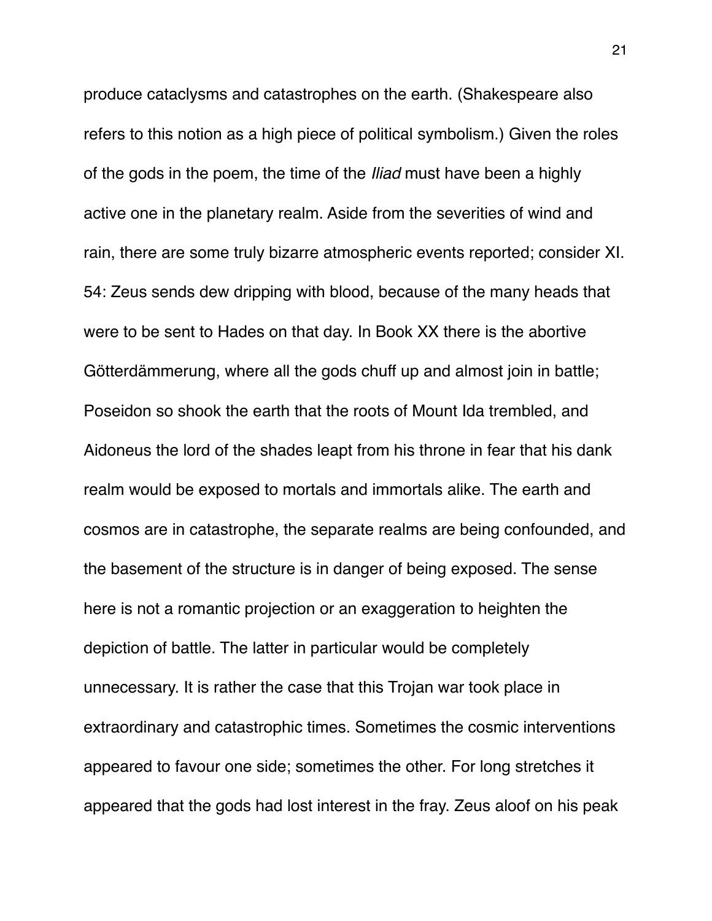produce cataclysms and catastrophes on the earth. (Shakespeare also refers to this notion as a high piece of political symbolism.) Given the roles of the gods in the poem, the time of the *Iliad* must have been a highly active one in the planetary realm. Aside from the severities of wind and rain, there are some truly bizarre atmospheric events reported; consider XI. 54: Zeus sends dew dripping with blood, because of the many heads that were to be sent to Hades on that day. In Book XX there is the abortive Götterdämmerung, where all the gods chuff up and almost join in battle; Poseidon so shook the earth that the roots of Mount Ida trembled, and Aidoneus the lord of the shades leapt from his throne in fear that his dank realm would be exposed to mortals and immortals alike. The earth and cosmos are in catastrophe, the separate realms are being confounded, and the basement of the structure is in danger of being exposed. The sense here is not a romantic projection or an exaggeration to heighten the depiction of battle. The latter in particular would be completely unnecessary. It is rather the case that this Trojan war took place in extraordinary and catastrophic times. Sometimes the cosmic interventions appeared to favour one side; sometimes the other. For long stretches it appeared that the gods had lost interest in the fray. Zeus aloof on his peak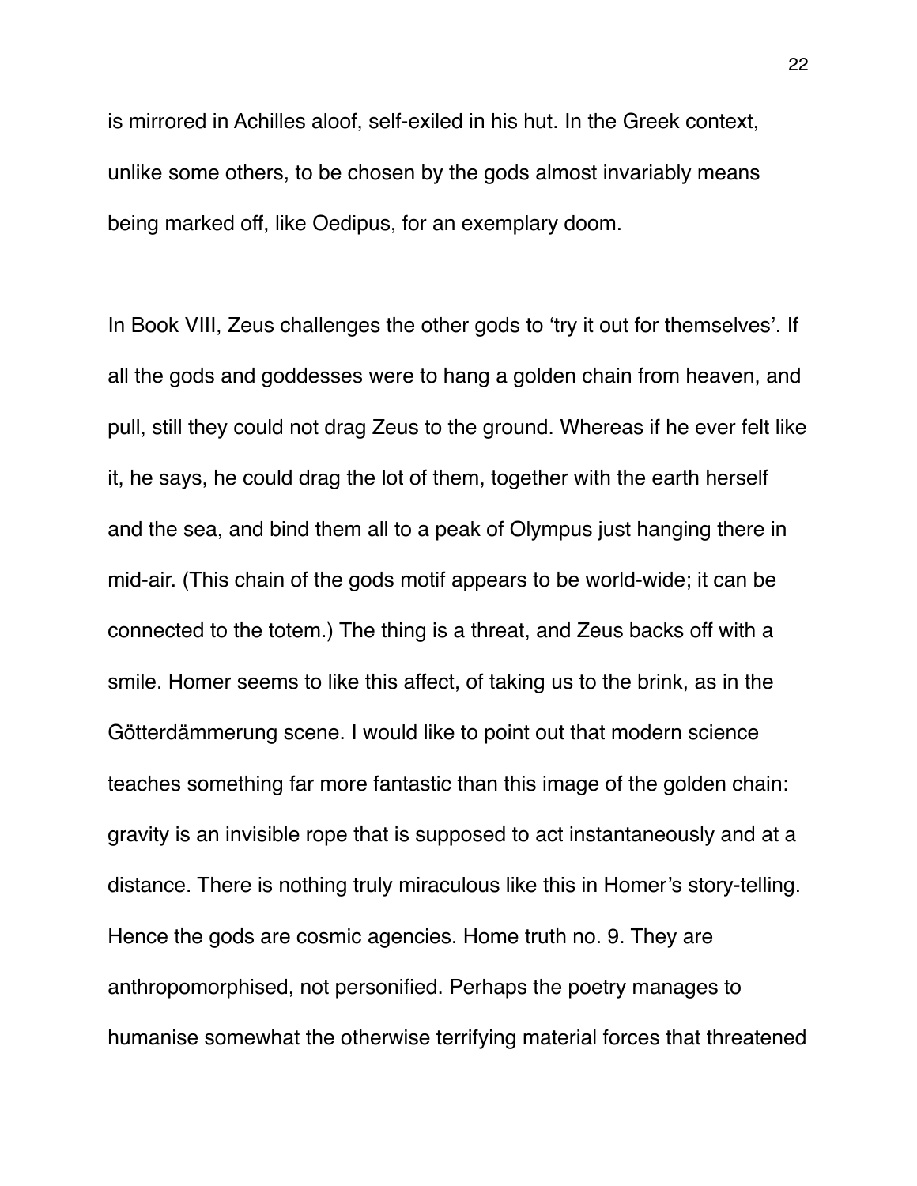is mirrored in Achilles aloof, self-exiled in his hut. In the Greek context, unlike some others, to be chosen by the gods almost invariably means being marked off, like Oedipus, for an exemplary doom.

In Book VIII, Zeus challenges the other gods to 'try it out for themselves'. If all the gods and goddesses were to hang a golden chain from heaven, and pull, still they could not drag Zeus to the ground. Whereas if he ever felt like it, he says, he could drag the lot of them, together with the earth herself and the sea, and bind them all to a peak of Olympus just hanging there in mid-air. (This chain of the gods motif appears to be world-wide; it can be connected to the totem.) The thing is a threat, and Zeus backs off with a smile. Homer seems to like this affect, of taking us to the brink, as in the Götterdämmerung scene. I would like to point out that modern science teaches something far more fantastic than this image of the golden chain: gravity is an invisible rope that is supposed to act instantaneously and at a distance. There is nothing truly miraculous like this in Homer's story-telling. Hence the gods are cosmic agencies. Home truth no. 9. They are anthropomorphised, not personified. Perhaps the poetry manages to humanise somewhat the otherwise terrifying material forces that threatened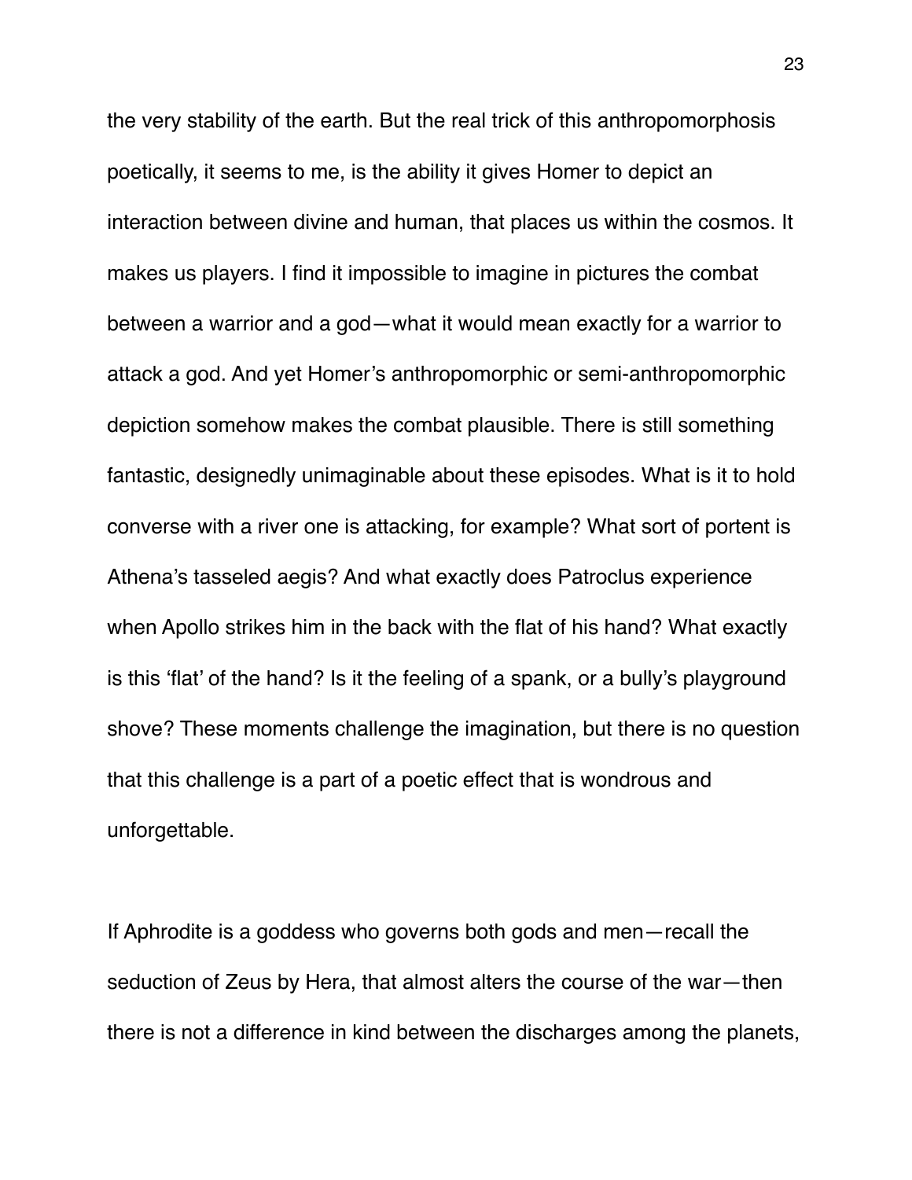the very stability of the earth. But the real trick of this anthropomorphosis poetically, it seems to me, is the ability it gives Homer to depict an interaction between divine and human, that places us within the cosmos. It makes us players. I find it impossible to imagine in pictures the combat between a warrior and a god—what it would mean exactly for a warrior to attack a god. And yet Homer's anthropomorphic or semi-anthropomorphic depiction somehow makes the combat plausible. There is still something fantastic, designedly unimaginable about these episodes. What is it to hold converse with a river one is attacking, for example? What sort of portent is Athena's tasseled aegis? And what exactly does Patroclus experience when Apollo strikes him in the back with the flat of his hand? What exactly is this 'flat' of the hand? Is it the feeling of a spank, or a bully's playground shove? These moments challenge the imagination, but there is no question that this challenge is a part of a poetic effect that is wondrous and unforgettable.

If Aphrodite is a goddess who governs both gods and men—recall the seduction of Zeus by Hera, that almost alters the course of the war—then there is not a difference in kind between the discharges among the planets,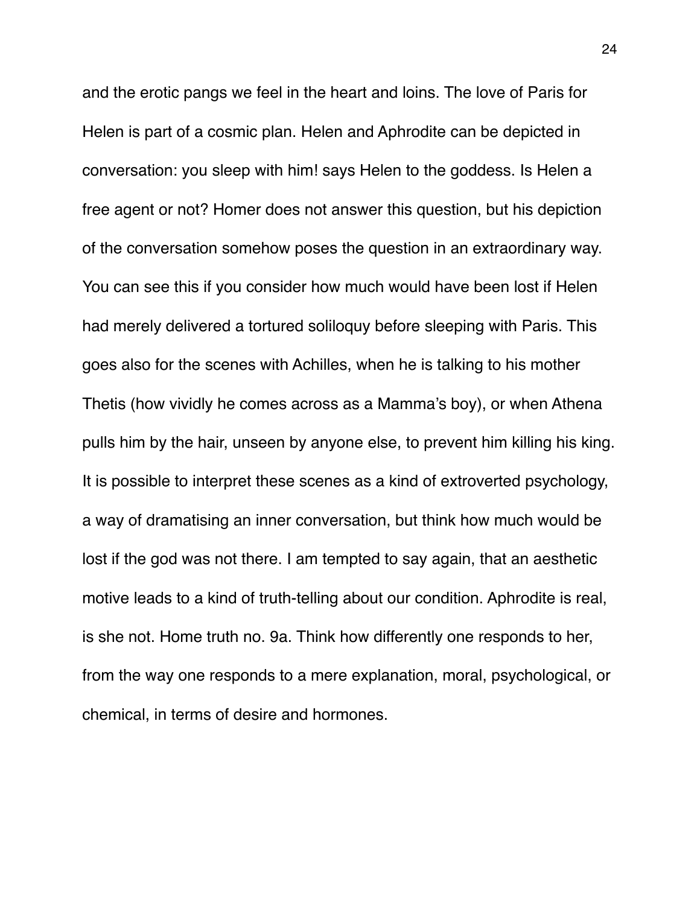and the erotic pangs we feel in the heart and loins. The love of Paris for Helen is part of a cosmic plan. Helen and Aphrodite can be depicted in conversation: you sleep with him! says Helen to the goddess. Is Helen a free agent or not? Homer does not answer this question, but his depiction of the conversation somehow poses the question in an extraordinary way. You can see this if you consider how much would have been lost if Helen had merely delivered a tortured soliloquy before sleeping with Paris. This goes also for the scenes with Achilles, when he is talking to his mother Thetis (how vividly he comes across as a Mamma's boy), or when Athena pulls him by the hair, unseen by anyone else, to prevent him killing his king. It is possible to interpret these scenes as a kind of extroverted psychology, a way of dramatising an inner conversation, but think how much would be lost if the god was not there. I am tempted to say again, that an aesthetic motive leads to a kind of truth-telling about our condition. Aphrodite is real, is she not. Home truth no. 9a. Think how differently one responds to her, from the way one responds to a mere explanation, moral, psychological, or chemical, in terms of desire and hormones.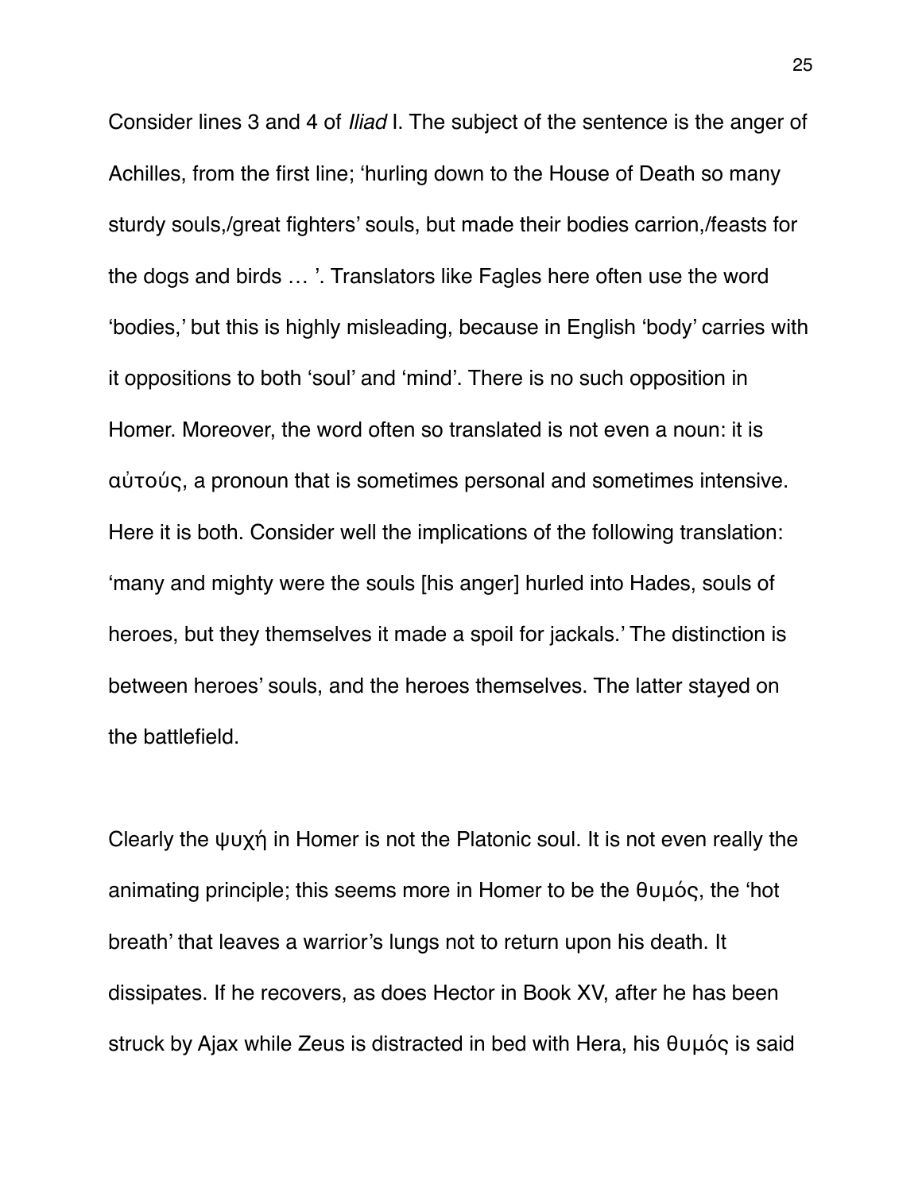Consider lines 3 and 4 of *Iliad* I. The subject of the sentence is the anger of Achilles, from the first line; 'hurling down to the House of Death so many sturdy souls,/great fighters' souls, but made their bodies carrion,/feasts for the dogs and birds … '. Translators like Fagles here often use the word 'bodies,' but this is highly misleading, because in English 'body' carries with it oppositions to both 'soul' and 'mind'. There is no such opposition in Homer. Moreover, the word often so translated is not even a noun: it is αὐτούς, a pronoun that is sometimes personal and sometimes intensive. Here it is both. Consider well the implications of the following translation: 'many and mighty were the souls [his anger] hurled into Hades, souls of heroes, but they themselves it made a spoil for jackals.' The distinction is between heroes' souls, and the heroes themselves. The latter stayed on the battlefield.

Clearly the ψυχή in Homer is not the Platonic soul. It is not even really the animating principle; this seems more in Homer to be the θυμός, the 'hot breath' that leaves a warrior's lungs not to return upon his death. It dissipates. If he recovers, as does Hector in Book XV, after he has been struck by Ajax while Zeus is distracted in bed with Hera, his θυμός is said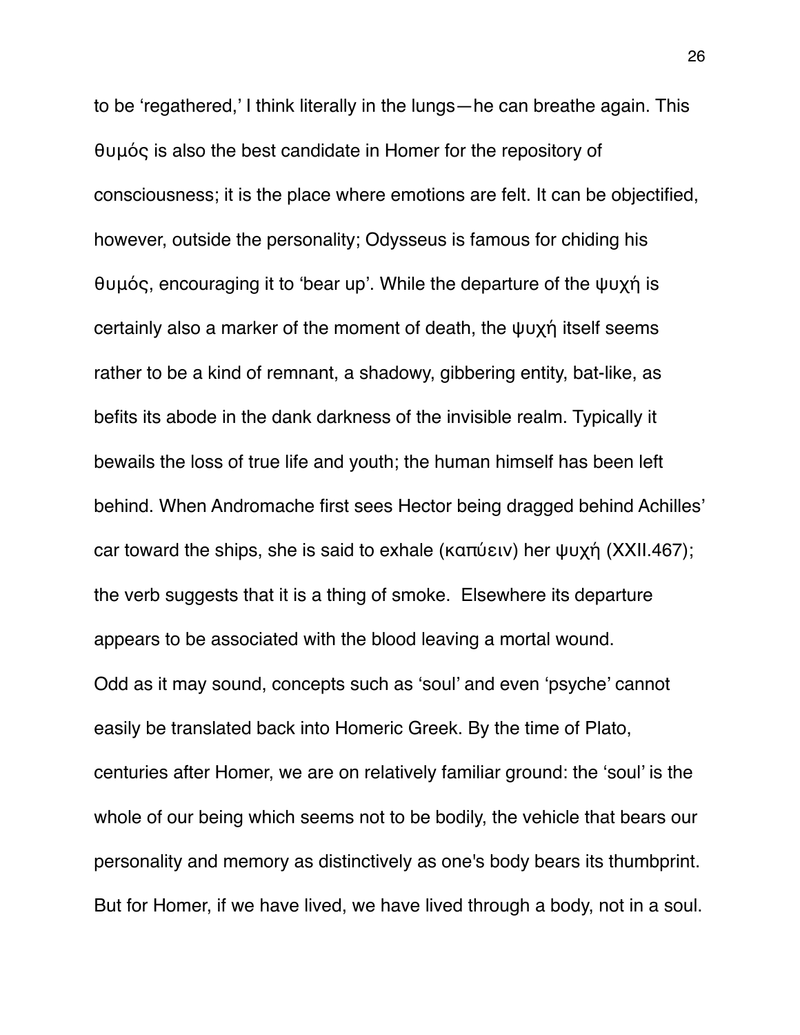to be 'regathered,' I think literally in the lungs—he can breathe again. This θυμός is also the best candidate in Homer for the repository of consciousness; it is the place where emotions are felt. It can be objectified, however, outside the personality; Odysseus is famous for chiding his θυμός, encouraging it to 'bear up'. While the departure of the ψυχή is certainly also a marker of the moment of death, the ψυχή itself seems rather to be a kind of remnant, a shadowy, gibbering entity, bat-like, as befits its abode in the dank darkness of the invisible realm. Typically it bewails the loss of true life and youth; the human himself has been left behind. When Andromache first sees Hector being dragged behind Achilles' car toward the ships, she is said to exhale (καπύειν) her ψυχή (XXII.467); the verb suggests that it is a thing of smoke. Elsewhere its departure appears to be associated with the blood leaving a mortal wound.

Odd as it may sound, concepts such as 'soul' and even 'psyche' cannot easily be translated back into Homeric Greek. By the time of Plato, centuries after Homer, we are on relatively familiar ground: the 'soul' is the whole of our being which seems not to be bodily, the vehicle that bears our personality and memory as distinctively as one's body bears its thumbprint. But for Homer, if we have lived, we have lived through a body, not in a soul.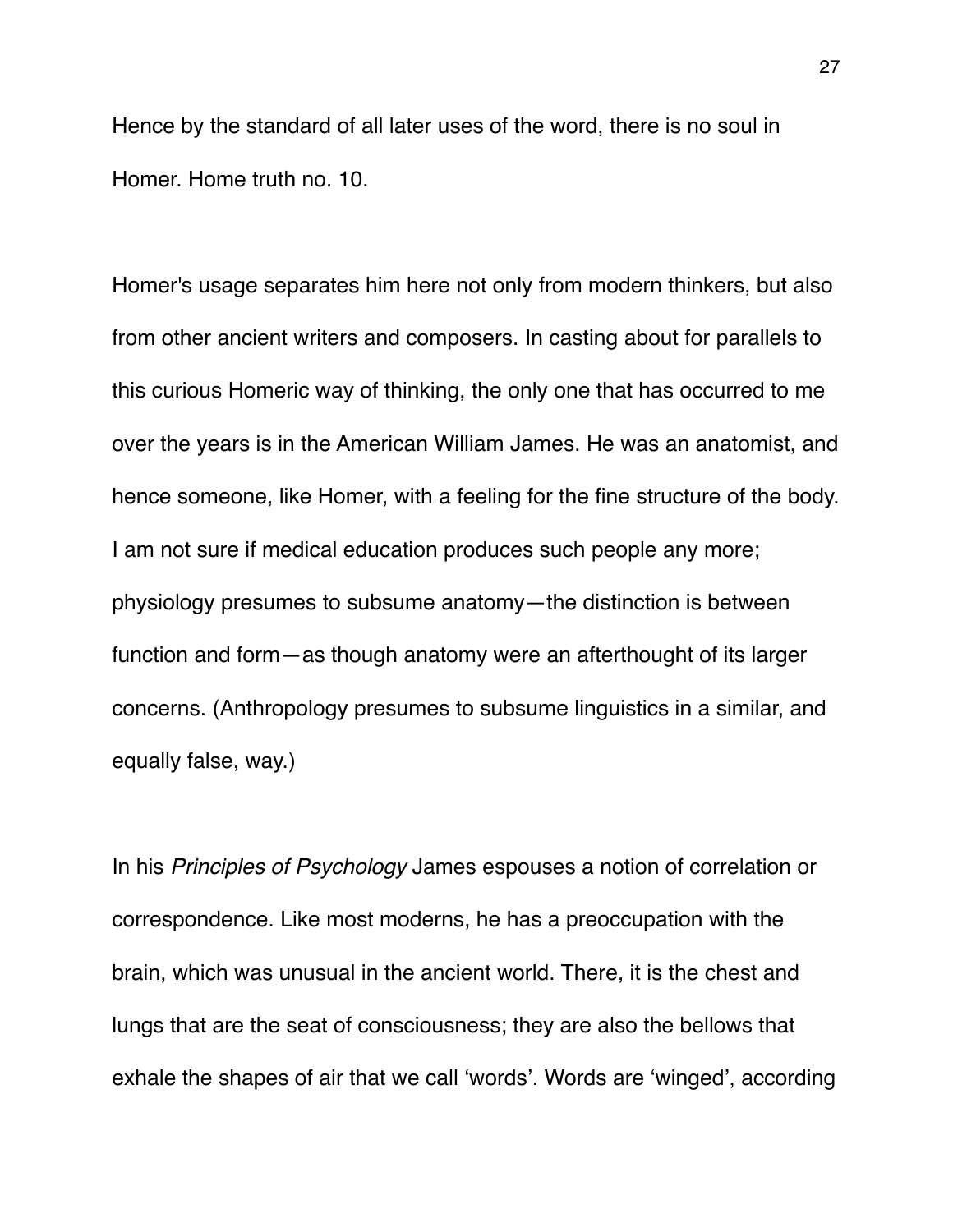Hence by the standard of all later uses of the word, there is no soul in Homer. Home truth no. 10.

Homer's usage separates him here not only from modern thinkers, but also from other ancient writers and composers. In casting about for parallels to this curious Homeric way of thinking, the only one that has occurred to me over the years is in the American William James. He was an anatomist, and hence someone, like Homer, with a feeling for the fine structure of the body. I am not sure if medical education produces such people any more; physiology presumes to subsume anatomy—the distinction is between function and form—as though anatomy were an afterthought of its larger concerns. (Anthropology presumes to subsume linguistics in a similar, and equally false, way.)

In his *Principles of Psychology* James espouses a notion of correlation or correspondence. Like most moderns, he has a preoccupation with the brain, which was unusual in the ancient world. There, it is the chest and lungs that are the seat of consciousness; they are also the bellows that exhale the shapes of air that we call 'words'. Words are 'winged', according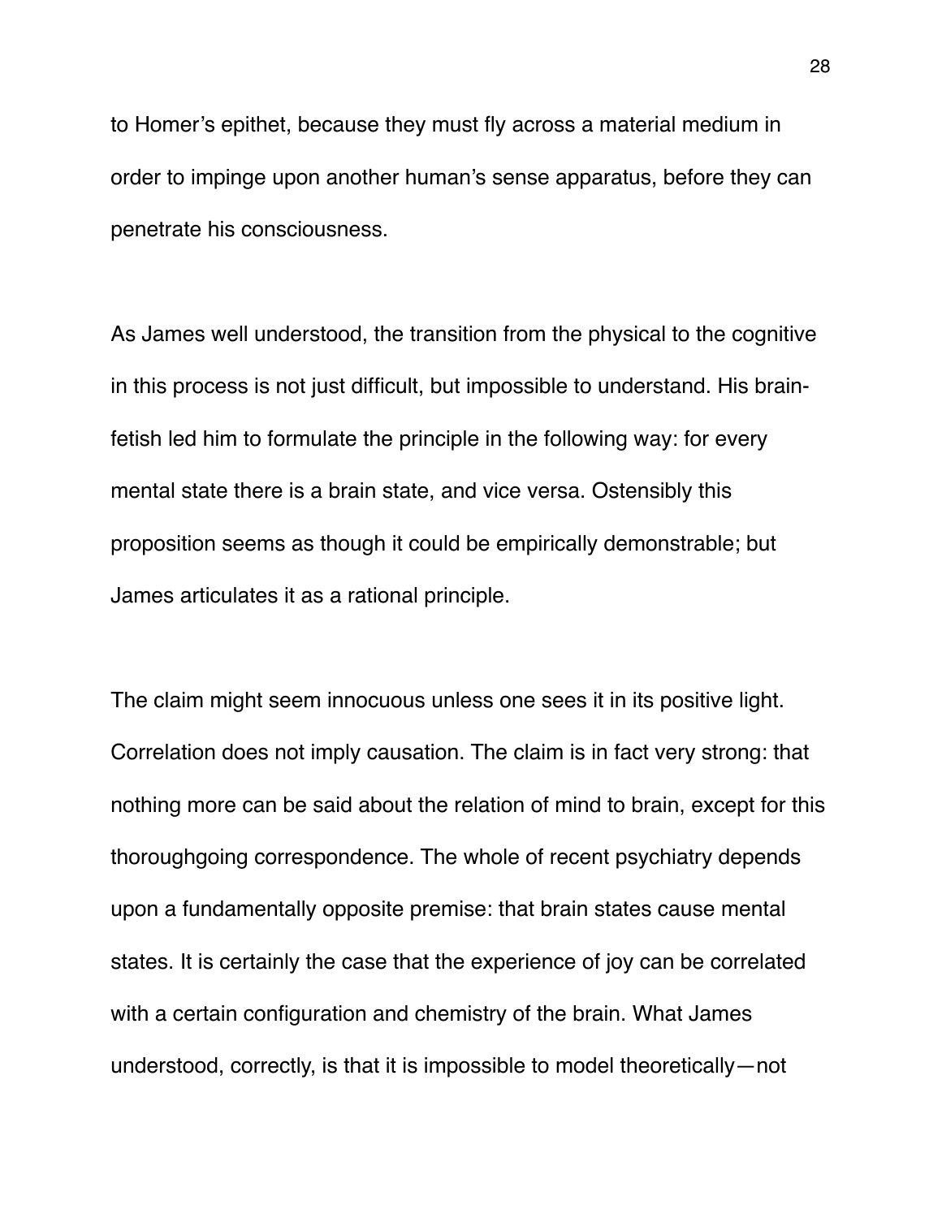to Homer's epithet, because they must fly across a material medium in order to impinge upon another human's sense apparatus, before they can penetrate his consciousness.

As James well understood, the transition from the physical to the cognitive in this process is not just difficult, but impossible to understand. His brain-fetish led him to formulate the principle in the following way: for every mental state there is a brain state, and vice versa. Ostensibly this proposition seems as though it could be empirically demonstrable; but James articulates it as a rational principle.

The claim might seem innocuous unless one sees it in its positive light. Correlation does not imply causation. The claim is in fact very strong: that nothing more can be said about the relation of mind to brain, except for this thoroughgoing correspondence. The whole of recent psychiatry depends upon a fundamentally opposite premise: that brain states cause mental states. It is certainly the case that the experience of joy can be correlated with a certain configuration and chemistry of the brain. What James understood, correctly, is that it is impossible to model theoretically—not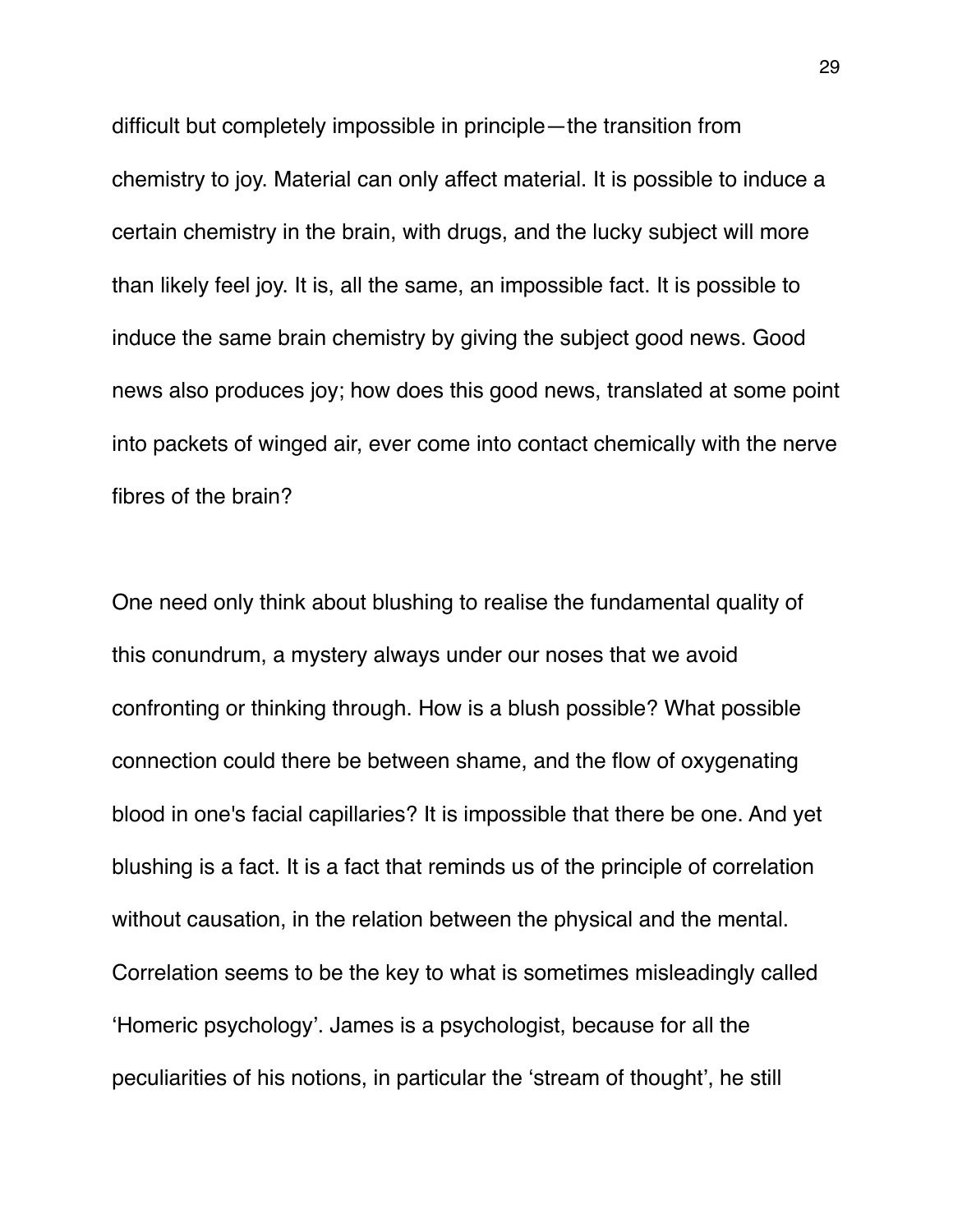difficult but completely impossible in principle—the transition from chemistry to joy. Material can only affect material. It is possible to induce a certain chemistry in the brain, with drugs, and the lucky subject will more than likely feel joy. It is, all the same, an impossible fact. It is possible to induce the same brain chemistry by giving the subject good news. Good news also produces joy; how does this good news, translated at some point into packets of winged air, ever come into contact chemically with the nerve fibres of the brain?

One need only think about blushing to realise the fundamental quality of this conundrum, a mystery always under our noses that we avoid confronting or thinking through. How is a blush possible? What possible connection could there be between shame, and the flow of oxygenating blood in one's facial capillaries? It is impossible that there be one. And yet blushing is a fact. It is a fact that reminds us of the principle of correlation without causation, in the relation between the physical and the mental. Correlation seems to be the key to what is sometimes misleadingly called 'Homeric psychology'. James is a psychologist, because for all the peculiarities of his notions, in particular the 'stream of thought', he still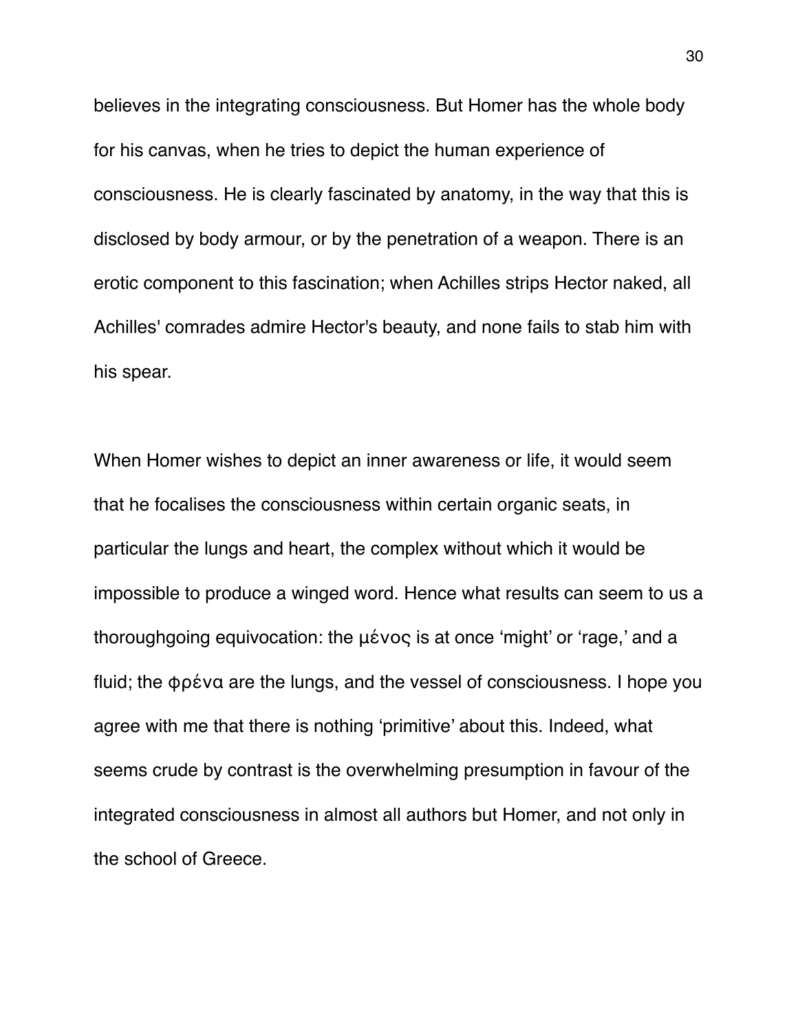believes in the integrating consciousness. But Homer has the whole body for his canvas, when he tries to depict the human experience of consciousness. He is clearly fascinated by anatomy, in the way that this is disclosed by body armour, or by the penetration of a weapon. There is an erotic component to this fascination; when Achilles strips Hector naked, all Achilles' comrades admire Hector's beauty, and none fails to stab him with his spear.

When Homer wishes to depict an inner awareness or life, it would seem that he focalises the consciousness within certain organic seats, in particular the lungs and heart, the complex without which it would be impossible to produce a winged word. Hence what results can seem to us a thoroughgoing equivocation: the μένος is at once 'might' or 'rage,' and a fluid; the φρένα are the lungs, and the vessel of consciousness. I hope you agree with me that there is nothing 'primitive' about this. Indeed, what seems crude by contrast is the overwhelming presumption in favour of the integrated consciousness in almost all authors but Homer, and not only in the school of Greece.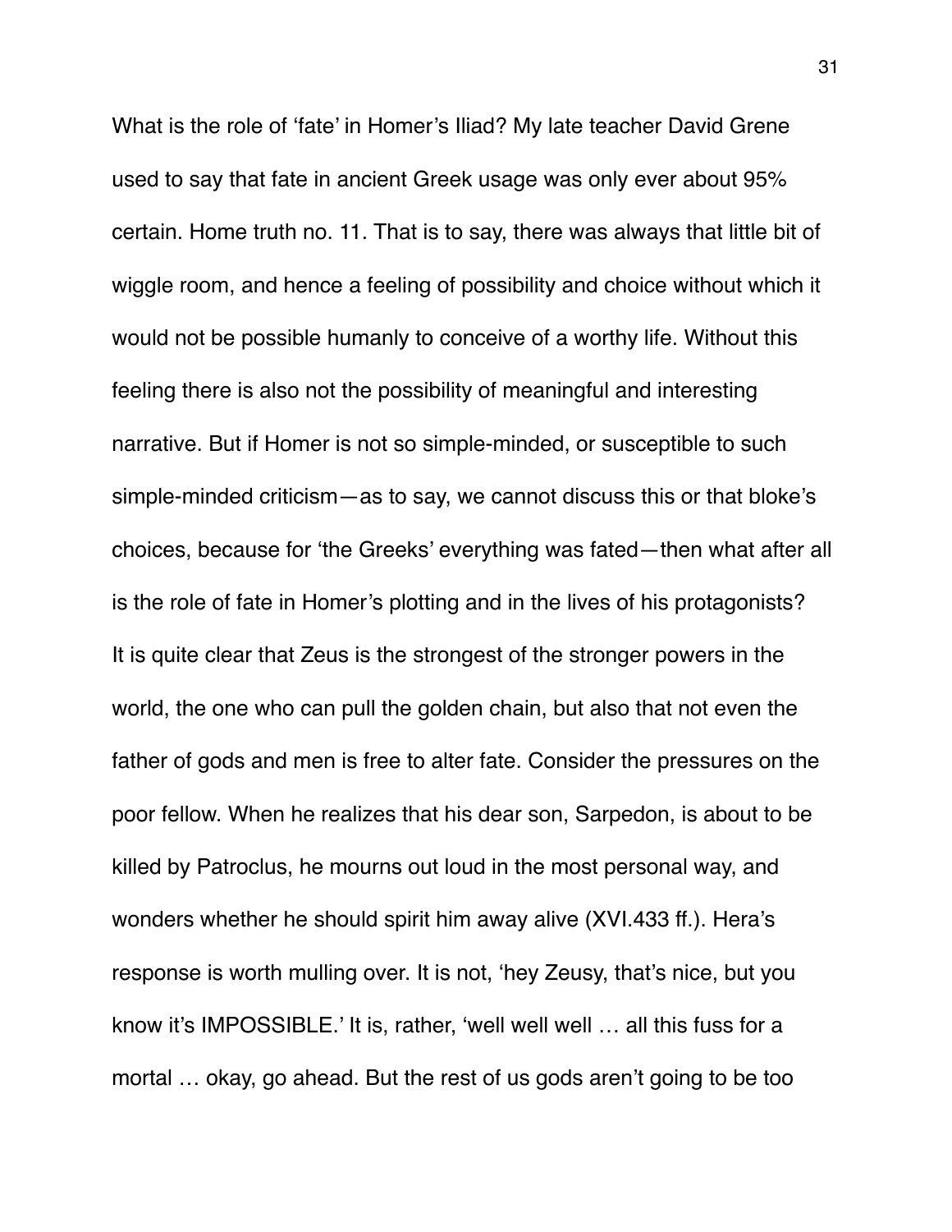What is the role of ‘fate’ in Homer’s Iliad? My late teacher David Grene used to say that fate in ancient Greek usage was only ever about 95% certain. Home truth no. 11. That is to say, there was always that little bit of wiggle room, and hence a feeling of possibility and choice without which it would not be possible humanly to conceive of a worthy life. Without this feeling there is also not the possibility of meaningful and interesting narrative. But if Homer is not so simple-minded, or susceptible to such simple-minded criticism—as to say, we cannot discuss this or that bloke’s choices, because for ‘the Greeks’ everything was fated—then what after all is the role of fate in Homer’s plotting and in the lives of his protagonists? It is quite clear that Zeus is the strongest of the stronger powers in the world, the one who can pull the golden chain, but also that not even the father of gods and men is free to alter fate. Consider the pressures on the poor fellow. When he realizes that his dear son, Sarpedon, is about to be killed by Patroclus, he mourns out loud in the most personal way, and wonders whether he should spirit him away alive (XVI.433 ff.). Hera’s response is worth mulling over. It is not, ‘hey Zeusy, that’s nice, but you know it’s IMPOSSIBLE.’ It is, rather, ‘well well well … all this fuss for a mortal … okay, go ahead. But the rest of us gods aren’t going to be too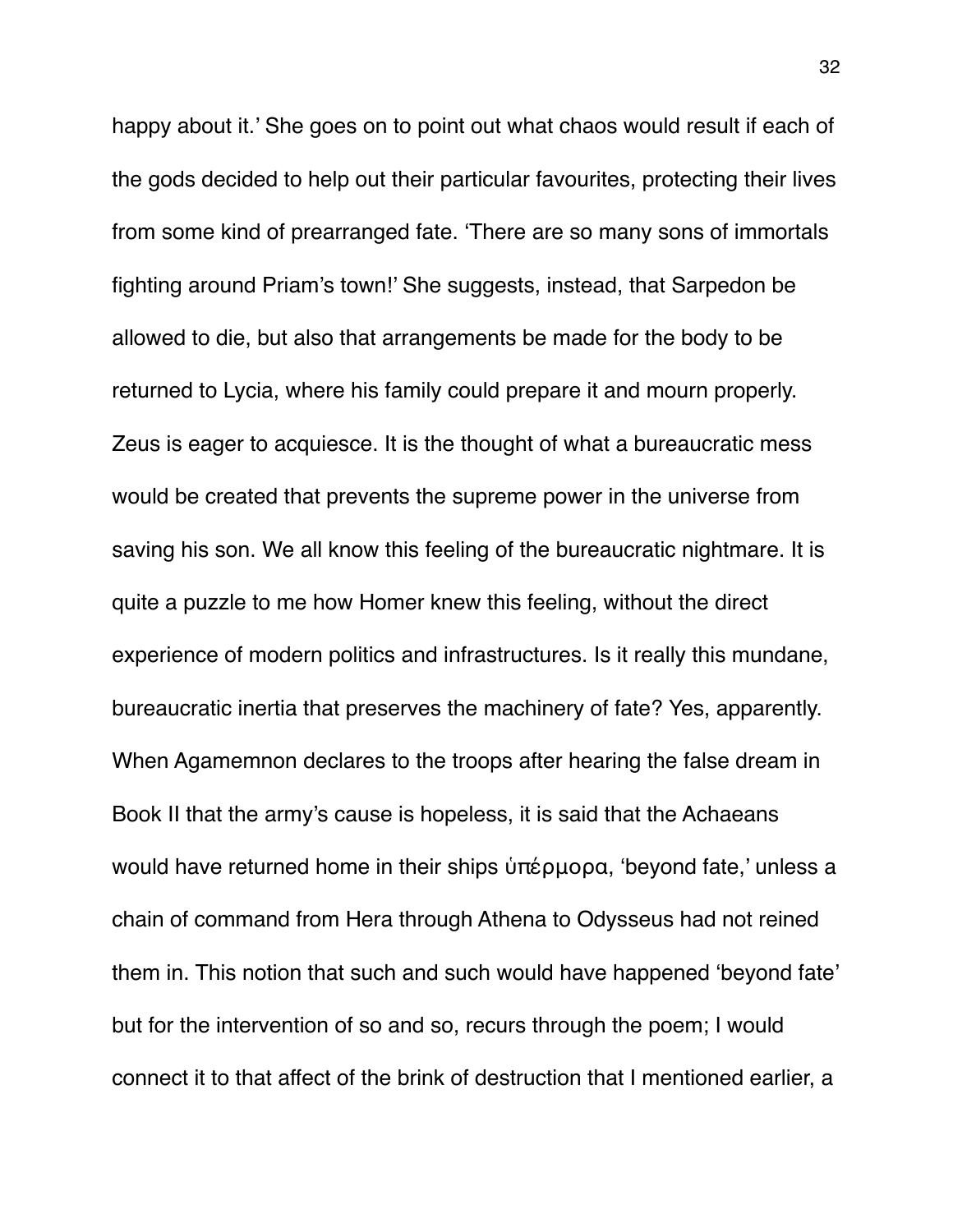happy about it.' She goes on to point out what chaos would result if each of the gods decided to help out their particular favourites, protecting their lives from some kind of prearranged fate. 'There are so many sons of immortals fighting around Priam's town!' She suggests, instead, that Sarpedon be allowed to die, but also that arrangements be made for the body to be returned to Lycia, where his family could prepare it and mourn properly. Zeus is eager to acquiesce. It is the thought of what a bureaucratic mess would be created that prevents the supreme power in the universe from saving his son. We all know this feeling of the bureaucratic nightmare. It is quite a puzzle to me how Homer knew this feeling, without the direct experience of modern politics and infrastructures. Is it really this mundane, bureaucratic inertia that preserves the machinery of fate? Yes, apparently. When Agamemnon declares to the troops after hearing the false dream in Book II that the army's cause is hopeless, it is said that the Achaeans would have returned home in their ships ὑπέρμορα, 'beyond fate,' unless a chain of command from Hera through Athena to Odysseus had not reined them in. This notion that such and such would have happened 'beyond fate' but for the intervention of so and so, recurs through the poem; I would connect it to that affect of the brink of destruction that I mentioned earlier, a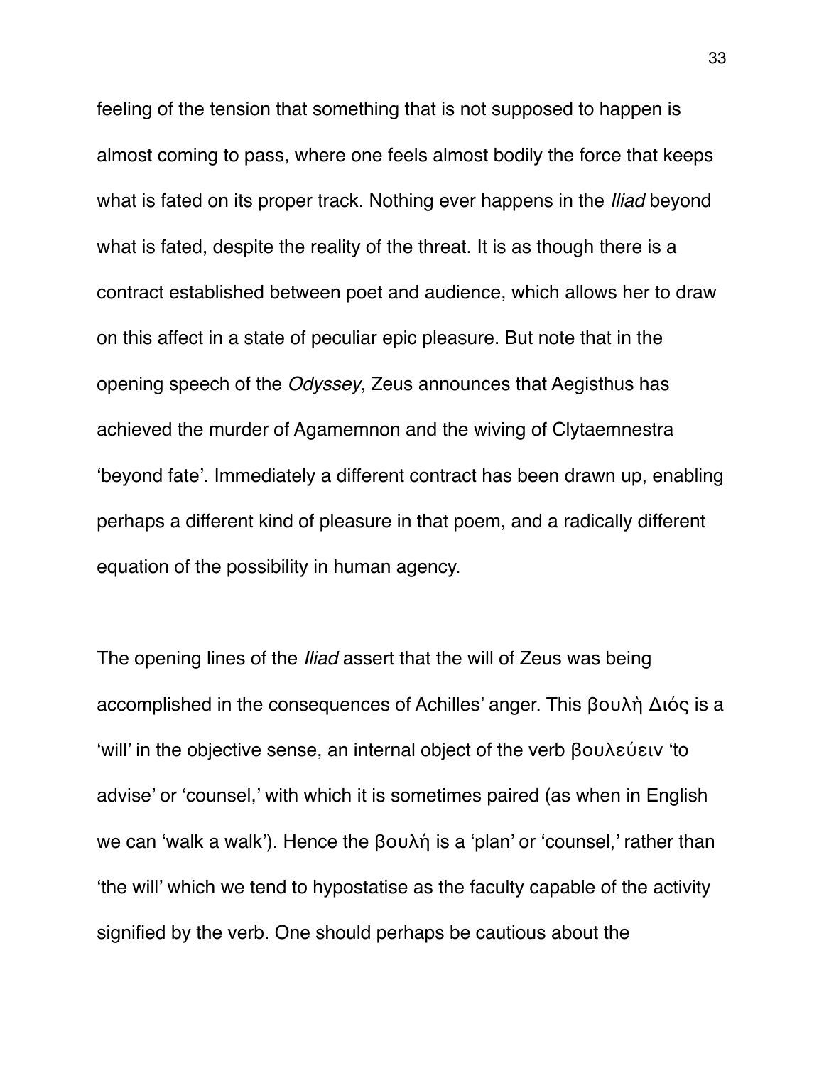feeling of the tension that something that is not supposed to happen is almost coming to pass, where one feels almost bodily the force that keeps what is fated on its proper track. Nothing ever happens in the *Iliad* beyond what is fated, despite the reality of the threat. It is as though there is a contract established between poet and audience, which allows her to draw on this affect in a state of peculiar epic pleasure. But note that in the opening speech of the *Odyssey*, Zeus announces that Aegisthus has achieved the murder of Agamemnon and the wiving of Clytaemnestra 'beyond fate'. Immediately a different contract has been drawn up, enabling perhaps a different kind of pleasure in that poem, and a radically different equation of the possibility in human agency.

The opening lines of the *Iliad* assert that the will of Zeus was being accomplished in the consequences of Achilles' anger. This βουλὴ Διός is a 'will' in the objective sense, an internal object of the verb βουλεύειν 'to advise' or 'counsel,' with which it is sometimes paired (as when in English we can 'walk a walk'). Hence the βουλή is a 'plan' or 'counsel,' rather than 'the will' which we tend to hypostatise as the faculty capable of the activity signified by the verb. One should perhaps be cautious about the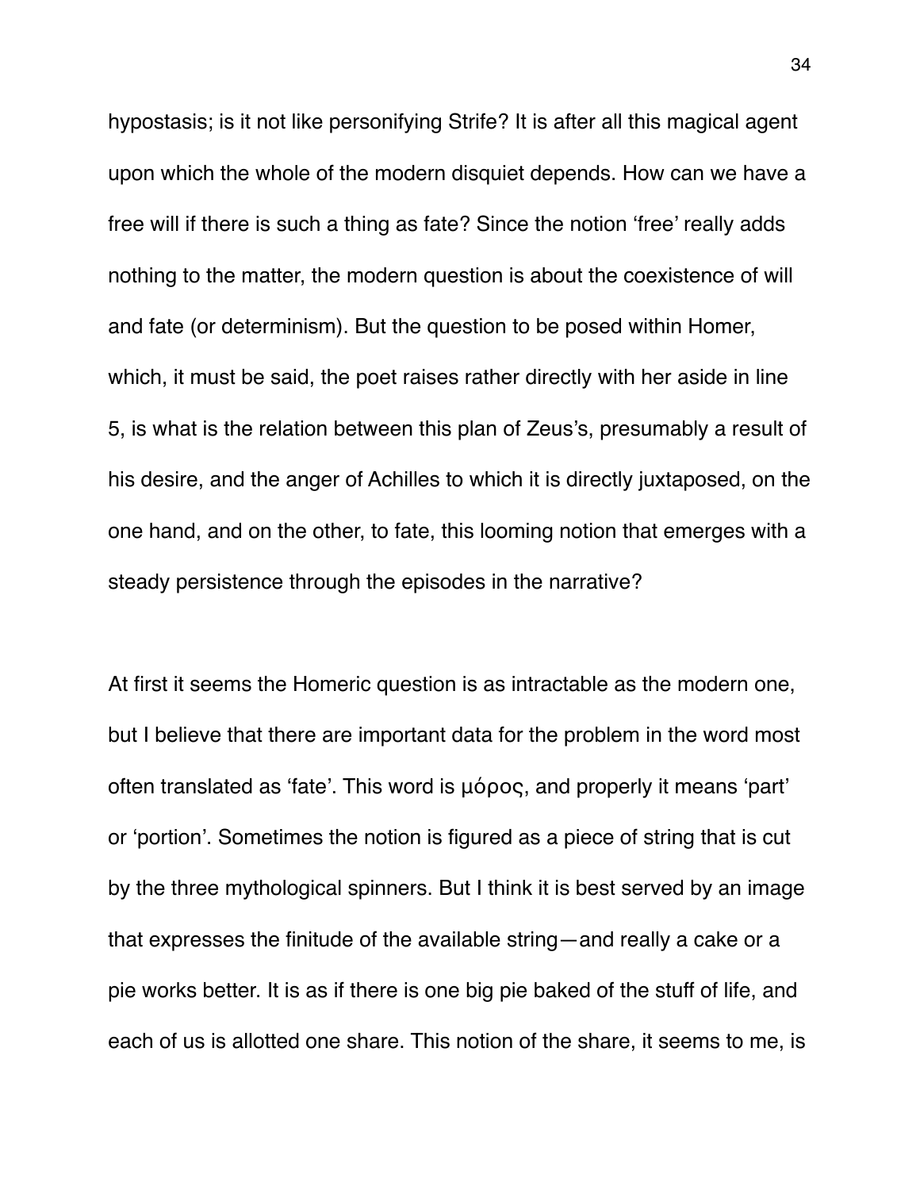hypostasis; is it not like personifying Strife? It is after all this magical agent upon which the whole of the modern disquiet depends. How can we have a free will if there is such a thing as fate? Since the notion 'free' really adds nothing to the matter, the modern question is about the coexistence of will and fate (or determinism). But the question to be posed within Homer, which, it must be said, the poet raises rather directly with her aside in line 5, is what is the relation between this plan of Zeus's, presumably a result of his desire, and the anger of Achilles to which it is directly juxtaposed, on the one hand, and on the other, to fate, this looming notion that emerges with a steady persistence through the episodes in the narrative?

At first it seems the Homeric question is as intractable as the modern one, but I believe that there are important data for the problem in the word most often translated as 'fate'. This word is μόρος, and properly it means 'part' or 'portion'. Sometimes the notion is figured as a piece of string that is cut by the three mythological spinners. But I think it is best served by an image that expresses the finitude of the available string—and really a cake or a pie works better. It is as if there is one big pie baked of the stuff of life, and each of us is allotted one share. This notion of the share, it seems to me, is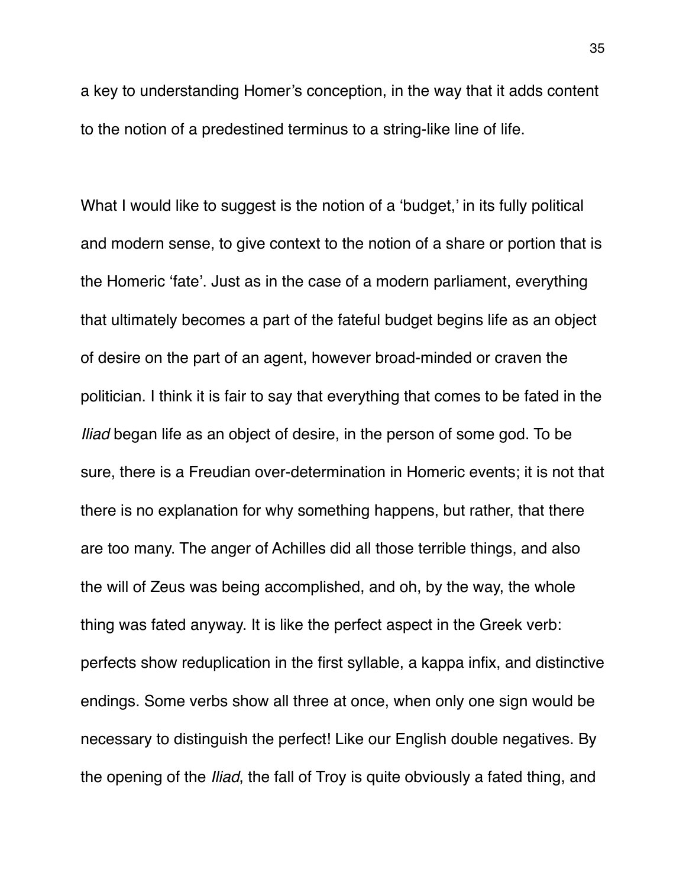a key to understanding Homer's conception, in the way that it adds content to the notion of a predestined terminus to a string-like line of life.

What I would like to suggest is the notion of a 'budget,' in its fully political and modern sense, to give context to the notion of a share or portion that is the Homeric 'fate'. Just as in the case of a modern parliament, everything that ultimately becomes a part of the fateful budget begins life as an object of desire on the part of an agent, however broad-minded or craven the politician. I think it is fair to say that everything that comes to be fated in the *Iliad* began life as an object of desire, in the person of some god. To be sure, there is a Freudian over-determination in Homeric events; it is not that there is no explanation for why something happens, but rather, that there are too many. The anger of Achilles did all those terrible things, and also the will of Zeus was being accomplished, and oh, by the way, the whole thing was fated anyway. It is like the perfect aspect in the Greek verb: perfects show reduplication in the first syllable, a kappa infix, and distinctive endings. Some verbs show all three at once, when only one sign would be necessary to distinguish the perfect! Like our English double negatives. By the opening of the *Iliad*, the fall of Troy is quite obviously a fated thing, and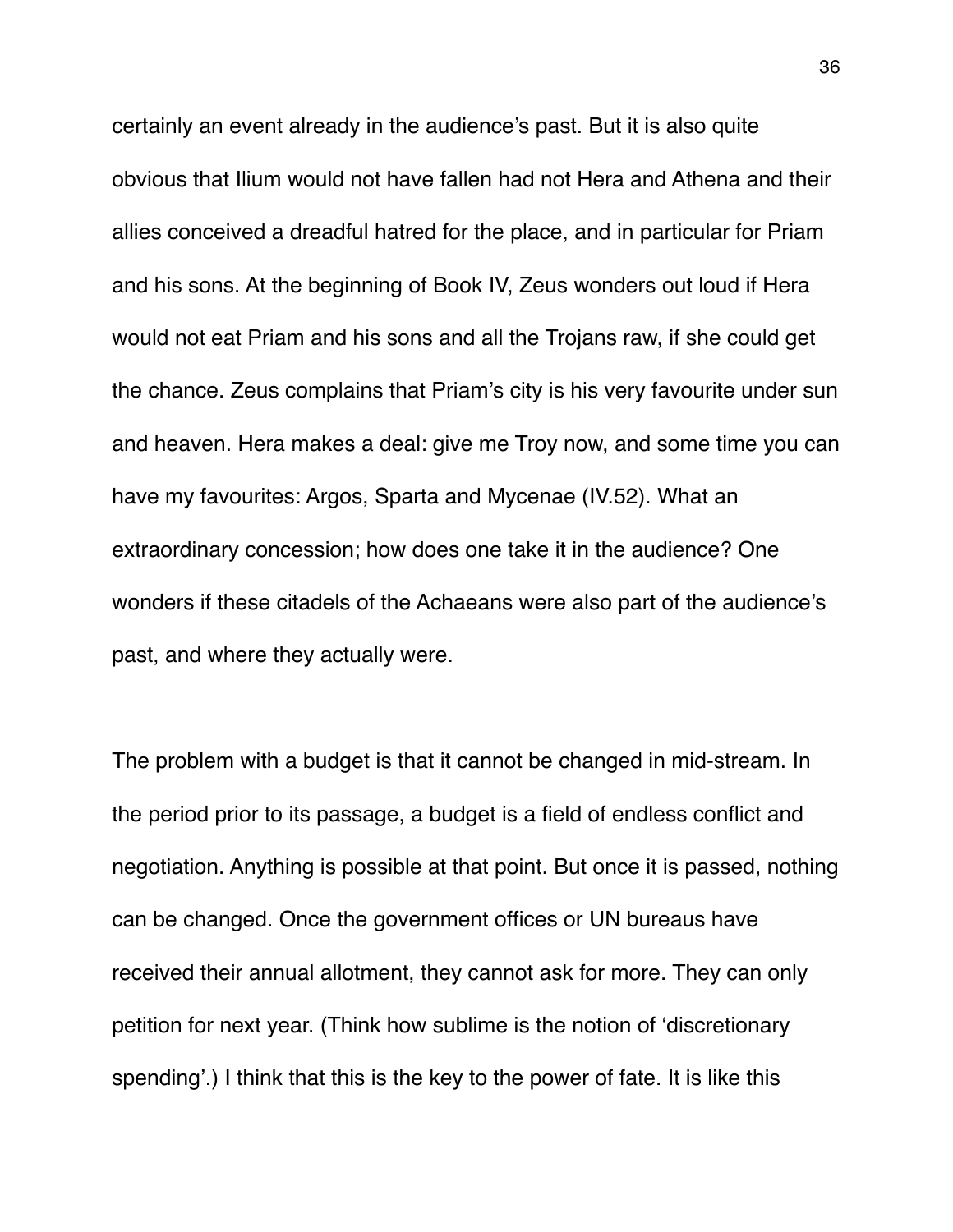certainly an event already in the audience's past. But it is also quite obvious that Ilium would not have fallen had not Hera and Athena and their allies conceived a dreadful hatred for the place, and in particular for Priam and his sons. At the beginning of Book IV, Zeus wonders out loud if Hera would not eat Priam and his sons and all the Trojans raw, if she could get the chance. Zeus complains that Priam's city is his very favourite under sun and heaven. Hera makes a deal: give me Troy now, and some time you can have my favourites: Argos, Sparta and Mycenae (IV.52). What an extraordinary concession; how does one take it in the audience? One wonders if these citadels of the Achaeans were also part of the audience's past, and where they actually were.

The problem with a budget is that it cannot be changed in mid-stream. In the period prior to its passage, a budget is a field of endless conflict and negotiation. Anything is possible at that point. But once it is passed, nothing can be changed. Once the government offices or UN bureaus have received their annual allotment, they cannot ask for more. They can only petition for next year. (Think how sublime is the notion of 'discretionary spending'.) I think that this is the key to the power of fate. It is like this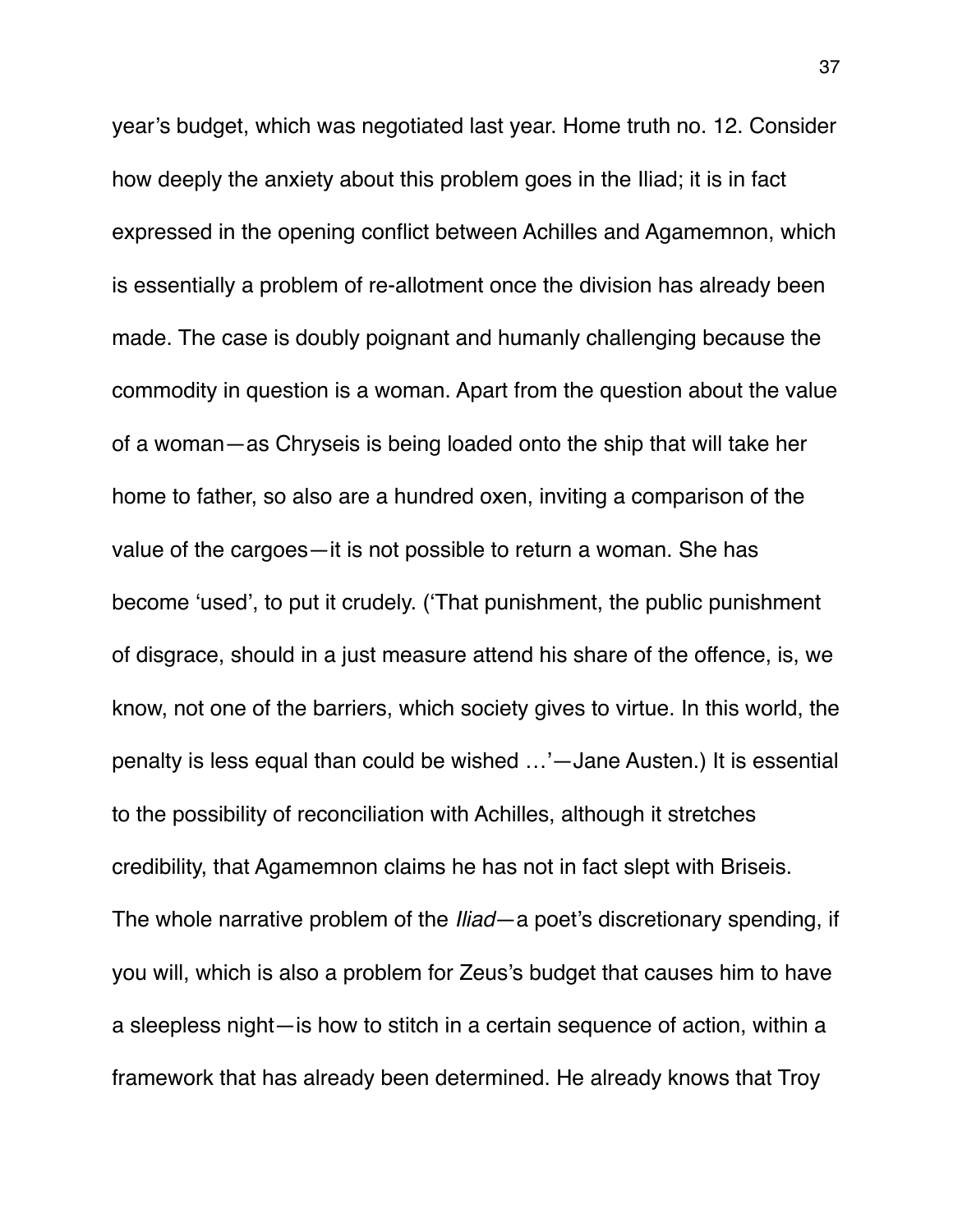year's budget, which was negotiated last year. Home truth no. 12. Consider how deeply the anxiety about this problem goes in the Iliad; it is in fact expressed in the opening conflict between Achilles and Agamemnon, which is essentially a problem of re-allotment once the division has already been made. The case is doubly poignant and humanly challenging because the commodity in question is a woman. Apart from the question about the value of a woman—as Chryseis is being loaded onto the ship that will take her home to father, so also are a hundred oxen, inviting a comparison of the value of the cargoes—it is not possible to return a woman. She has become 'used', to put it crudely. ('That punishment, the public punishment of disgrace, should in a just measure attend his share of the offence, is, we know, not one of the barriers, which society gives to virtue. In this world, the penalty is less equal than could be wished …'—Jane Austen.) It is essential to the possibility of reconciliation with Achilles, although it stretches credibility, that Agamemnon claims he has not in fact slept with Briseis. The whole narrative problem of the *Iliad*—a poet's discretionary spending, if you will, which is also a problem for Zeus's budget that causes him to have a sleepless night—is how to stitch in a certain sequence of action, within a framework that has already been determined. He already knows that Troy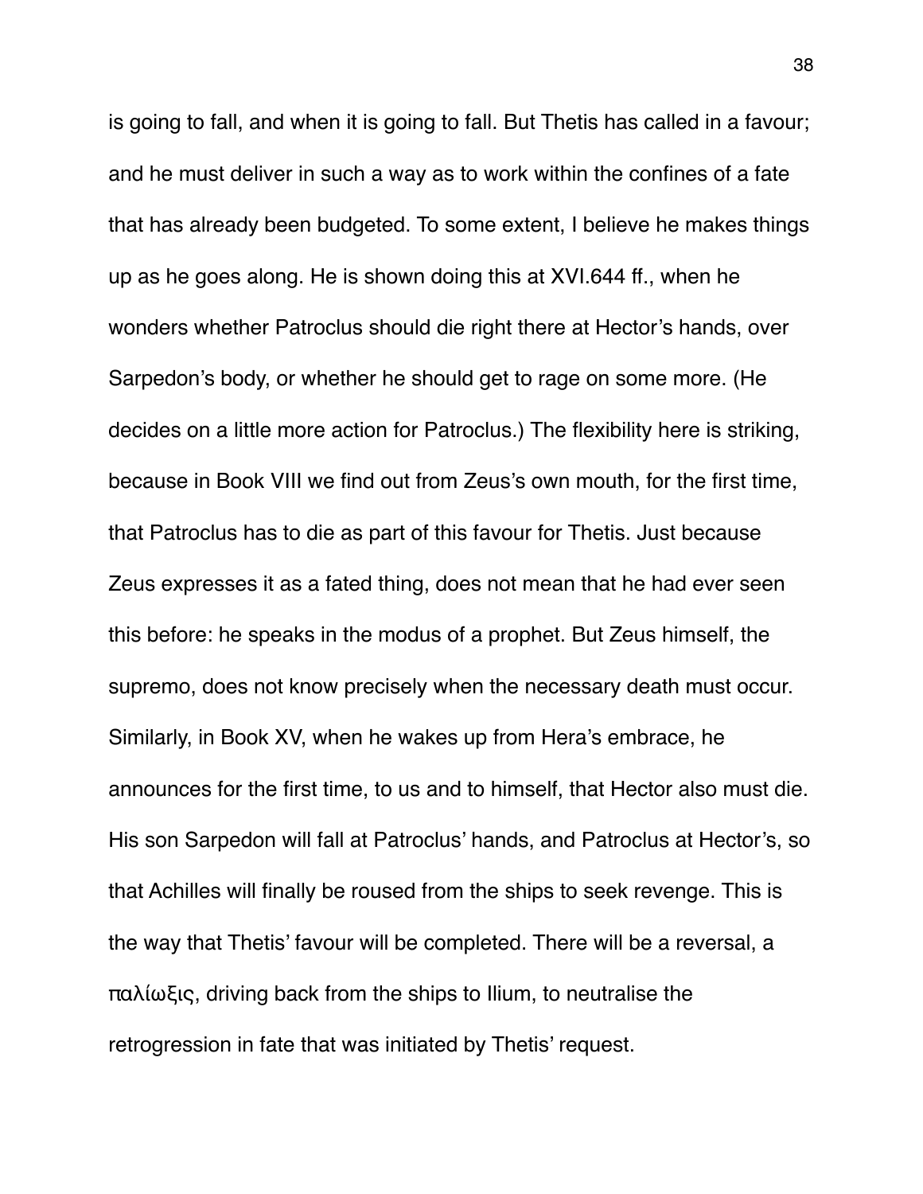is going to fall, and when it is going to fall. But Thetis has called in a favour; and he must deliver in such a way as to work within the confines of a fate that has already been budgeted. To some extent, I believe he makes things up as he goes along. He is shown doing this at XVI.644 ff., when he wonders whether Patroclus should die right there at Hector's hands, over Sarpedon's body, or whether he should get to rage on some more. (He decides on a little more action for Patroclus.) The flexibility here is striking, because in Book VIII we find out from Zeus's own mouth, for the first time, that Patroclus has to die as part of this favour for Thetis. Just because Zeus expresses it as a fated thing, does not mean that he had ever seen this before: he speaks in the modus of a prophet. But Zeus himself, the supremo, does not know precisely when the necessary death must occur. Similarly, in Book XV, when he wakes up from Hera's embrace, he announces for the first time, to us and to himself, that Hector also must die. His son Sarpedon will fall at Patroclus' hands, and Patroclus at Hector's, so that Achilles will finally be roused from the ships to seek revenge. This is the way that Thetis' favour will be completed. There will be a reversal, a παλίωξις, driving back from the ships to Ilium, to neutralise the retrogression in fate that was initiated by Thetis' request.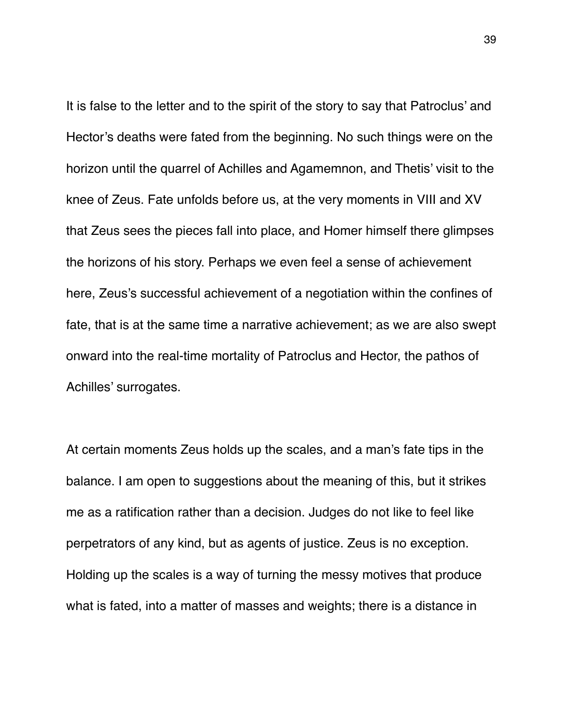It is false to the letter and to the spirit of the story to say that Patroclus' and Hector's deaths were fated from the beginning. No such things were on the horizon until the quarrel of Achilles and Agamemnon, and Thetis' visit to the knee of Zeus. Fate unfolds before us, at the very moments in VIII and XV that Zeus sees the pieces fall into place, and Homer himself there glimpses the horizons of his story. Perhaps we even feel a sense of achievement here, Zeus's successful achievement of a negotiation within the confines of fate, that is at the same time a narrative achievement; as we are also swept onward into the real-time mortality of Patroclus and Hector, the pathos of Achilles' surrogates.

At certain moments Zeus holds up the scales, and a man's fate tips in the balance. I am open to suggestions about the meaning of this, but it strikes me as a ratification rather than a decision. Judges do not like to feel like perpetrators of any kind, but as agents of justice. Zeus is no exception. Holding up the scales is a way of turning the messy motives that produce what is fated, into a matter of masses and weights; there is a distance in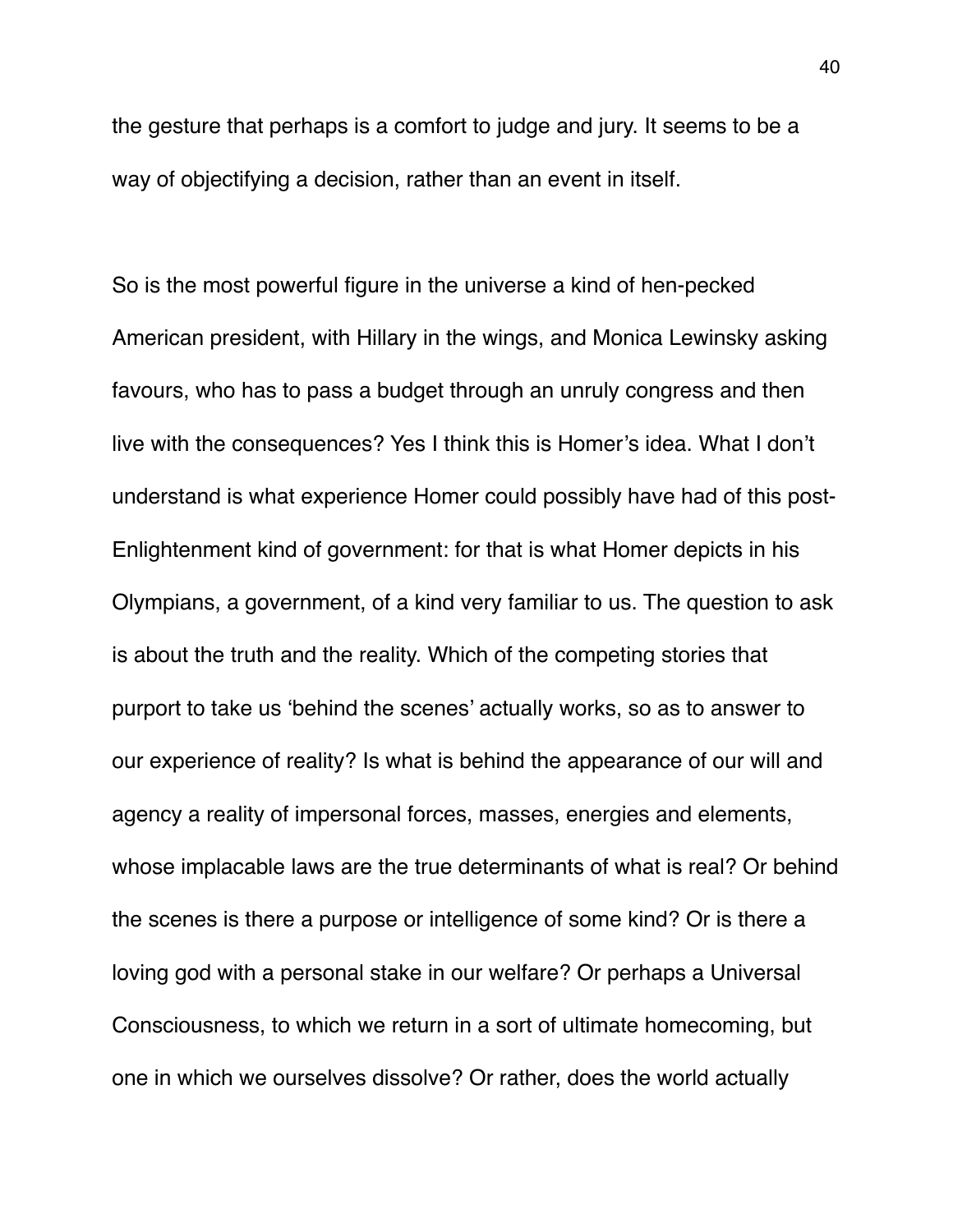the gesture that perhaps is a comfort to judge and jury. It seems to be a way of objectifying a decision, rather than an event in itself.

So is the most powerful figure in the universe a kind of hen-pecked American president, with Hillary in the wings, and Monica Lewinsky asking favours, who has to pass a budget through an unruly congress and then live with the consequences? Yes I think this is Homer's idea. What I don't understand is what experience Homer could possibly have had of this post-Enlightenment kind of government: for that is what Homer depicts in his Olympians, a government, of a kind very familiar to us. The question to ask is about the truth and the reality. Which of the competing stories that purport to take us 'behind the scenes' actually works, so as to answer to our experience of reality? Is what is behind the appearance of our will and agency a reality of impersonal forces, masses, energies and elements, whose implacable laws are the true determinants of what is real? Or behind the scenes is there a purpose or intelligence of some kind? Or is there a loving god with a personal stake in our welfare? Or perhaps a Universal Consciousness, to which we return in a sort of ultimate homecoming, but one in which we ourselves dissolve? Or rather, does the world actually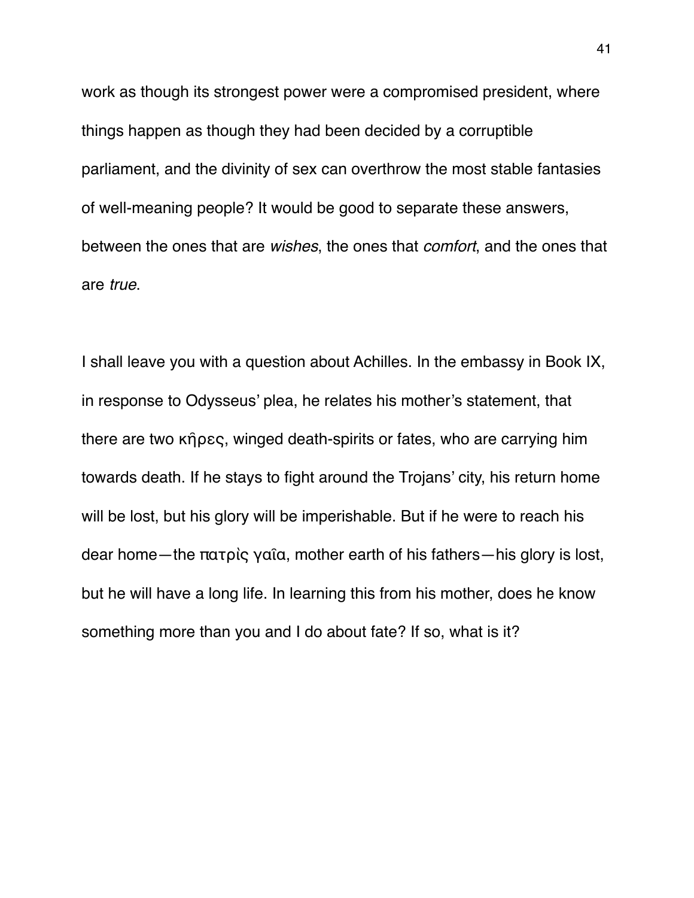work as though its strongest power were a compromised president, where things happen as though they had been decided by a corruptible parliament, and the divinity of sex can overthrow the most stable fantasies of well-meaning people? It would be good to separate these answers, between the ones that are *wishes*, the ones that *comfort*, and the ones that are *true*.

I shall leave you with a question about Achilles. In the embassy in Book IX, in response to Odysseus' plea, he relates his mother's statement, that there are two κῆρες, winged death-spirits or fates, who are carrying him towards death. If he stays to fight around the Trojans' city, his return home will be lost, but his glory will be imperishable. But if he were to reach his dear home—the πατρὶς γαῖα, mother earth of his fathers—his glory is lost, but he will have a long life. In learning this from his mother, does he know something more than you and I do about fate? If so, what is it?